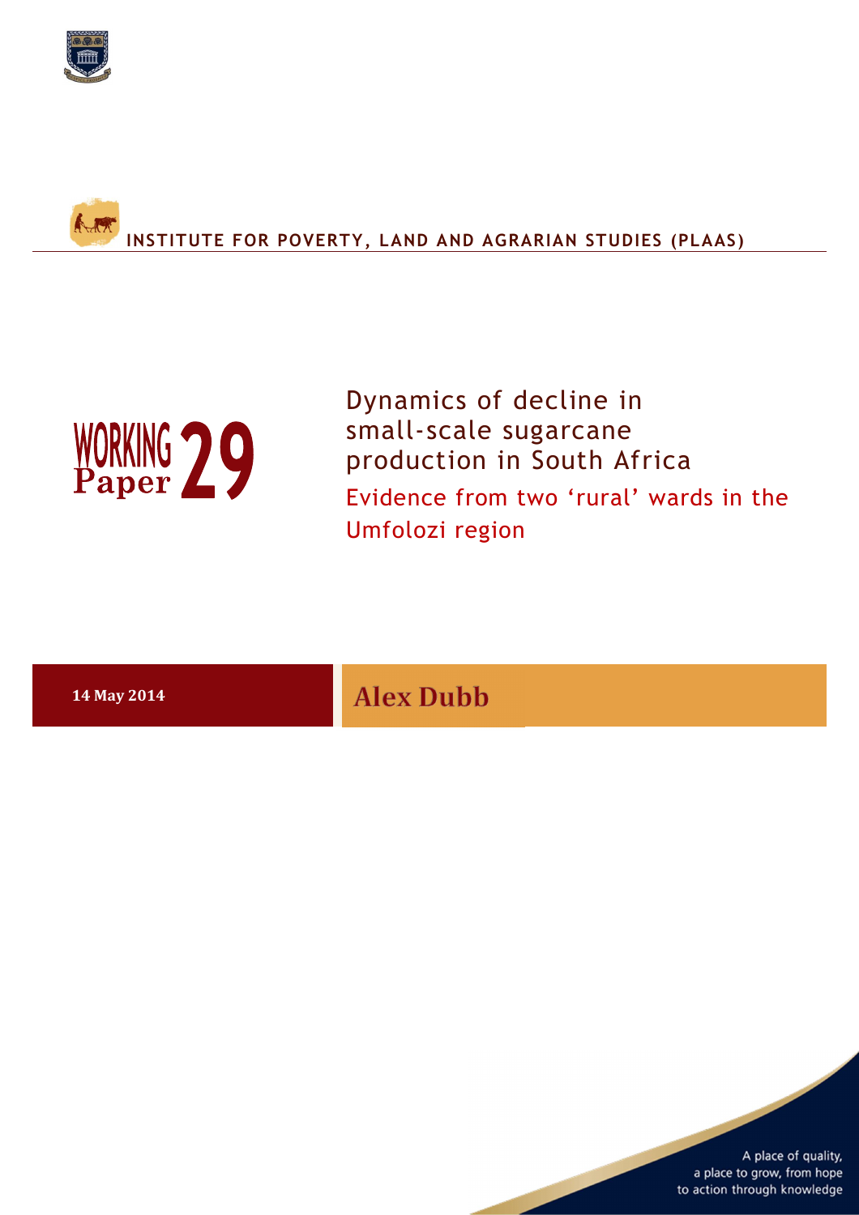INSTITUTE FOR POVERTY, LAND AND AGRARIAN STUDIES (PLAAS)

WORKING Paper 29

# Dynamics of decline in small-scale sugarcane production in South Africa

## Evidence from two 'rural' wards in the Umfolozi region

**14 May 2014**

**Alex Dubb**

A place of quality, a place to grow, from hope to action through knowledge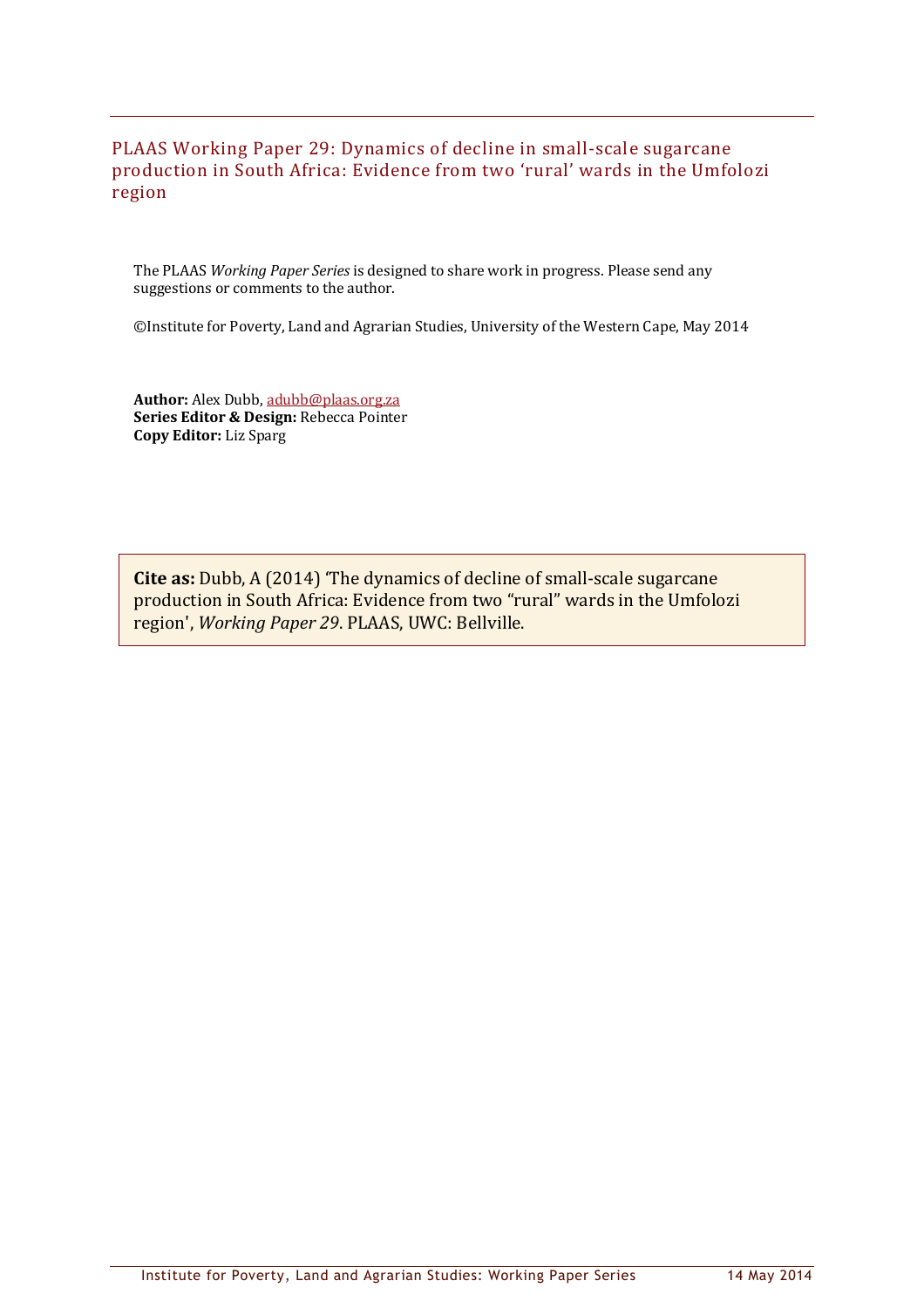## PLAAS Working Paper 29: Dynamics of decline in small-scale sugarcane production in South Africa: Evidence from two 'rural' wards in the Umfolozi region

The PLAAS *Working Paper Series* is designed to share work in progress. Please send any suggestions or comments to the author.

©Institute for Poverty, Land and Agrarian Studies, University of the Western Cape, May 2014

**Author:** Alex Dubb, adubb@plaas.org.za  
**Series Editor & Design:** Rebecca Pointer  
**Copy Editor:** Liz Sparg

**Cite as:** Dubb, A (2014) 'The dynamics of decline of small-scale sugarcane production in South Africa: Evidence from two "rural" wards in the Umfolozi region', *Working Paper 29*. PLAAS, UWC: Bellville.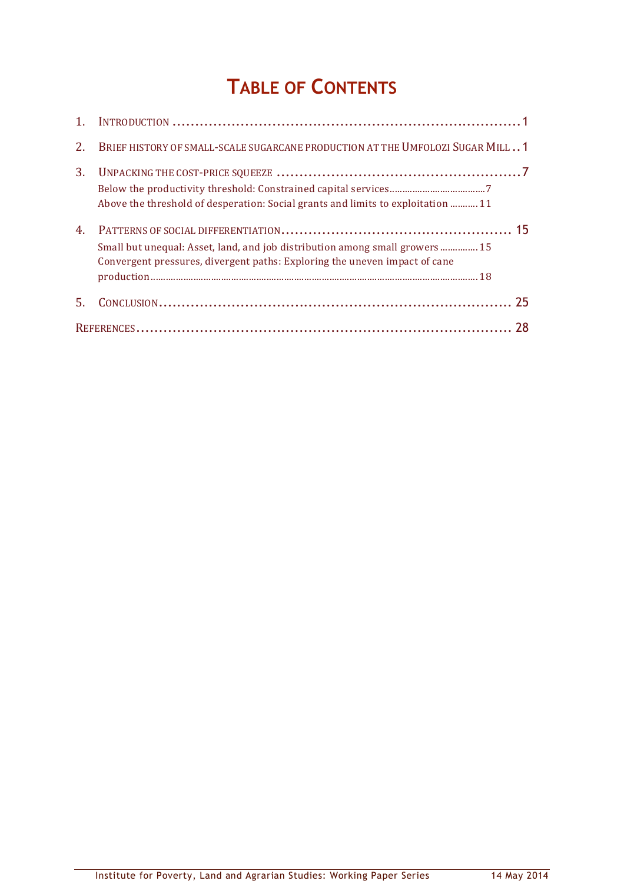# Table of Contents

1. Introduction ........................................................................ 1
2. Brief history of small-scale sugarcane production at the Umfolozi Sugar Mill .. 1
3. Unpacking the cost-price squeeze ........................................................ 7
   - Below the productivity threshold: Constrained capital services ........................ 7
   - Above the threshold of desperation: Social grants and limits to exploitation ........... 11
4. Patterns of social differentiation ........................................................ 15
   - Small but unequal: Asset, land, and job distribution among small growers ............... 15
   - Convergent pressures, divergent paths: Exploring the uneven impact of cane production ........................................................ 18
5. Conclusion ........................................................................ 25

References ........................................................................ 28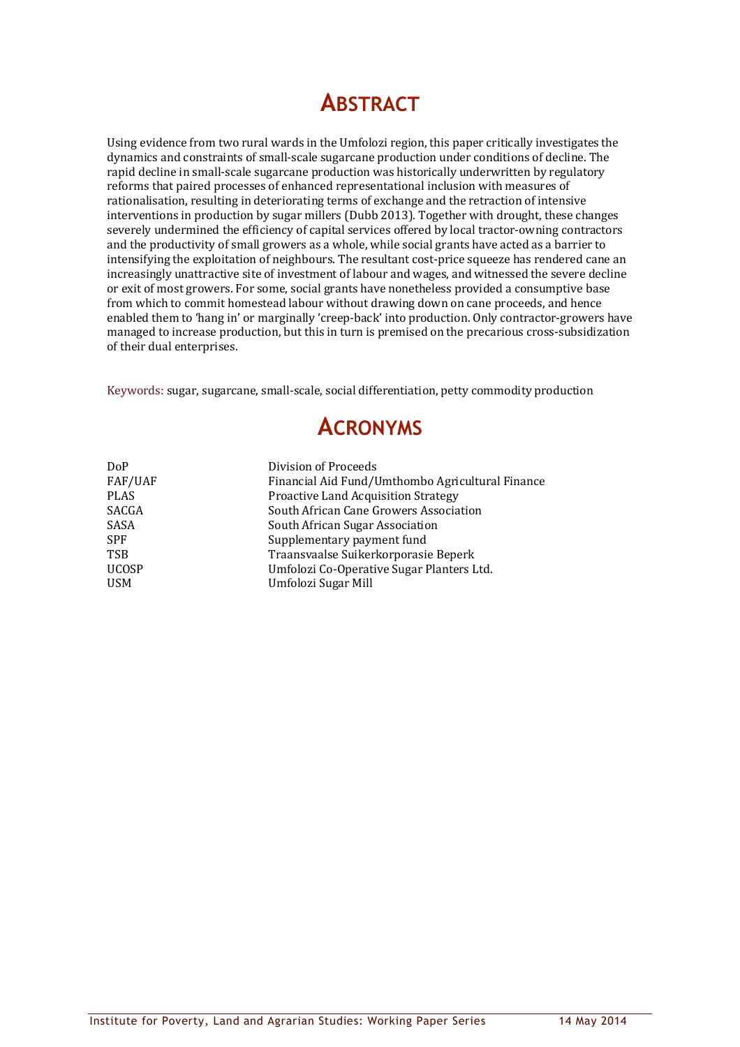# Abstract

Using evidence from two rural wards in the Umfolozi region, this paper critically investigates the dynamics and constraints of small-scale sugarcane production under conditions of decline. The rapid decline in small-scale sugarcane production was historically underwritten by regulatory reforms that paired processes of enhanced representational inclusion with measures of rationalisation, resulting in deteriorating terms of exchange and the retraction of intensive interventions in production by sugar millers (Dubb 2013). Together with drought, these changes severely undermined the efficiency of capital services offered by local tractor-owning contractors and the productivity of small growers as a whole, while social grants have acted as a barrier to intensifying the exploitation of neighbours. The resultant cost-price squeeze has rendered cane an increasingly unattractive site of investment of labour and wages, and witnessed the severe decline or exit of most growers. For some, social grants have nonetheless provided a consumptive base from which to commit homestead labour without drawing down on cane proceeds, and hence enabled them to 'hang in' or marginally 'creep-back' into production. Only contractor-growers have managed to increase production, but this in turn is premised on the precarious cross-subsidization of their dual enterprises.

Keywords: sugar, sugarcane, small-scale, social differentiation, petty commodity production

# Acronyms

| | |
|---|---|
| DoP | Division of Proceeds |
| FAF/UAF | Financial Aid Fund/Umthombo Agricultural Finance |
| PLAS | Proactive Land Acquisition Strategy |
| SACGA | South African Cane Growers Association |
| SASA | South African Sugar Association |
| SPF | Supplementary payment fund |
| TSB | Traansvaalse Suikerkorporasie Beperk |
| UCOSP | Umfolozi Co-Operative Sugar Planters Ltd. |
| USM | Umfolozi Sugar Mill |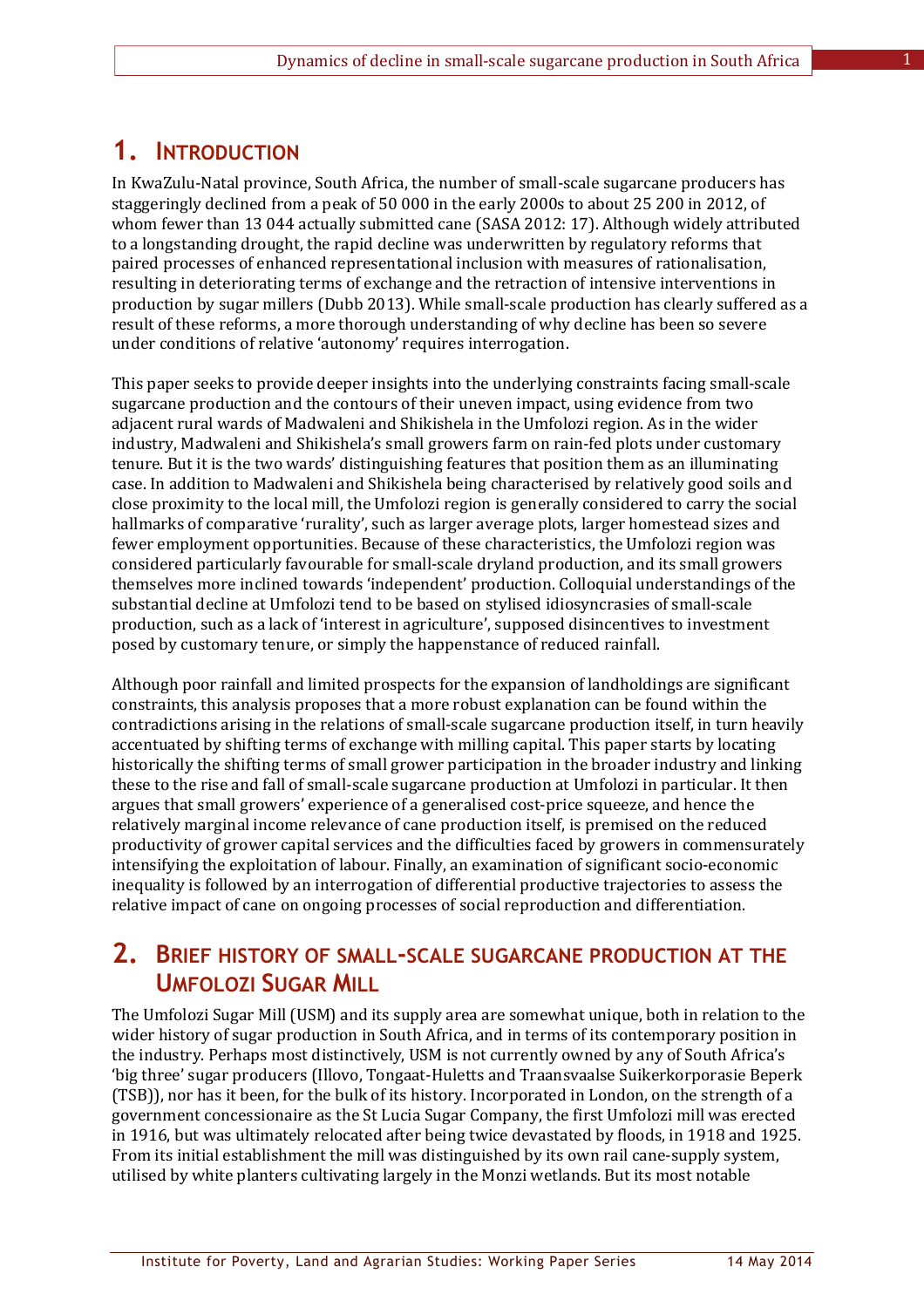# 1. INTRODUCTION

In KwaZulu-Natal province, South Africa, the number of small-scale sugarcane producers has staggeringly declined from a peak of 50 000 in the early 2000s to about 25 200 in 2012, of whom fewer than 13 044 actually submitted cane (SASA 2012: 17). Although widely attributed to a longstanding drought, the rapid decline was underwritten by regulatory reforms that paired processes of enhanced representational inclusion with measures of rationalisation, resulting in deteriorating terms of exchange and the retraction of intensive interventions in production by sugar millers (Dubb 2013). While small-scale production has clearly suffered as a result of these reforms, a more thorough understanding of why decline has been so severe under conditions of relative 'autonomy' requires interrogation.

This paper seeks to provide deeper insights into the underlying constraints facing small-scale sugarcane production and the contours of their uneven impact, using evidence from two adjacent rural wards of Madwaleni and Shikishela in the Umfolozi region. As in the wider industry, Madwaleni and Shikishela's small growers farm on rain-fed plots under customary tenure. But it is the two wards' distinguishing features that position them as an illuminating case. In addition to Madwaleni and Shikishela being characterised by relatively good soils and close proximity to the local mill, the Umfolozi region is generally considered to carry the social hallmarks of comparative 'rurality', such as larger average plots, larger homestead sizes and fewer employment opportunities. Because of these characteristics, the Umfolozi region was considered particularly favourable for small-scale dryland production, and its small growers themselves more inclined towards 'independent' production. Colloquial understandings of the substantial decline at Umfolozi tend to be based on stylised idiosyncrasies of small-scale production, such as a lack of 'interest in agriculture', supposed disincentives to investment posed by customary tenure, or simply the happenstance of reduced rainfall.

Although poor rainfall and limited prospects for the expansion of landholdings are significant constraints, this analysis proposes that a more robust explanation can be found within the contradictions arising in the relations of small-scale sugarcane production itself, in turn heavily accentuated by shifting terms of exchange with milling capital. This paper starts by locating historically the shifting terms of small grower participation in the broader industry and linking these to the rise and fall of small-scale sugarcane production at Umfolozi in particular. It then argues that small growers' experience of a generalised cost-price squeeze, and hence the relatively marginal income relevance of cane production itself, is premised on the reduced productivity of grower capital services and the difficulties faced by growers in commensurately intensifying the exploitation of labour. Finally, an examination of significant socio-economic inequality is followed by an interrogation of differential productive trajectories to assess the relative impact of cane on ongoing processes of social reproduction and differentiation.

# 2. BRIEF HISTORY OF SMALL-SCALE SUGARCANE PRODUCTION AT THE UMFOLOZI SUGAR MILL

The Umfolozi Sugar Mill (USM) and its supply area are somewhat unique, both in relation to the wider history of sugar production in South Africa, and in terms of its contemporary position in the industry. Perhaps most distinctively, USM is not currently owned by any of South Africa's 'big three' sugar producers (Illovo, Tongaat-Huletts and Traansvaalse Suikerkorporasie Beperk (TSB)), nor has it been, for the bulk of its history. Incorporated in London, on the strength of a government concessionaire as the St Lucia Sugar Company, the first Umfolozi mill was erected in 1916, but was ultimately relocated after being twice devastated by floods, in 1918 and 1925. From its initial establishment the mill was distinguished by its own rail cane-supply system, utilised by white planters cultivating largely in the Monzi wetlands. But its most notable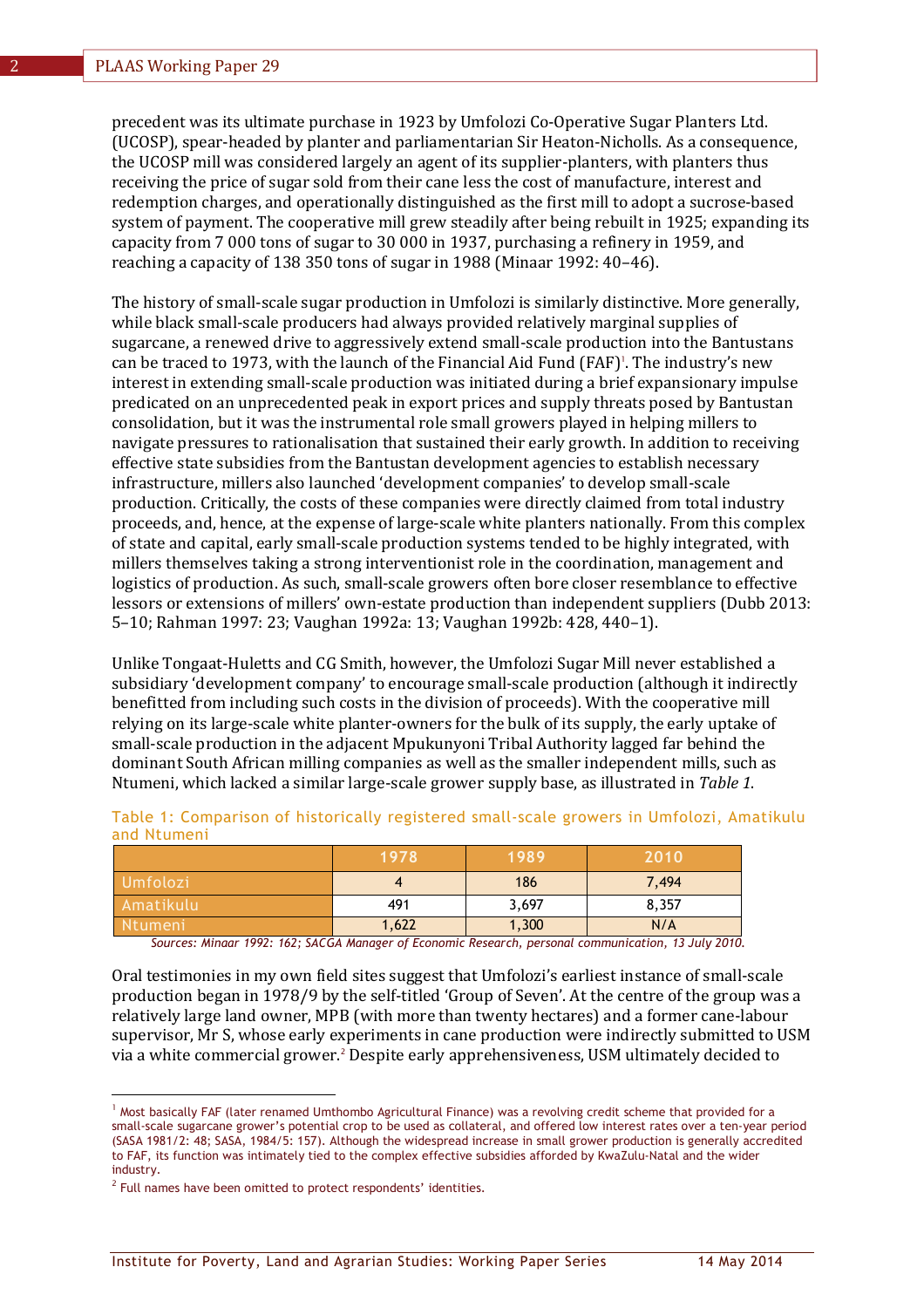precedent was its ultimate purchase in 1923 by Umfolozi Co-Operative Sugar Planters Ltd. (UCOSP), spear-headed by planter and parliamentarian Sir Heaton-Nicholls. As a consequence, the UCOSP mill was considered largely an agent of its supplier-planters, with planters thus receiving the price of sugar sold from their cane less the cost of manufacture, interest and redemption charges, and operationally distinguished as the first mill to adopt a sucrose-based system of payment. The cooperative mill grew steadily after being rebuilt in 1925; expanding its capacity from 7 000 tons of sugar to 30 000 in 1937, purchasing a refinery in 1959, and reaching a capacity of 138 350 tons of sugar in 1988 (Minaar 1992: 40–46).

The history of small-scale sugar production in Umfolozi is similarly distinctive. More generally, while black small-scale producers had always provided relatively marginal supplies of sugarcane, a renewed drive to aggressively extend small-scale production into the Bantustans can be traced to 1973, with the launch of the Financial Aid Fund (FAF)[1]. The industry's new interest in extending small-scale production was initiated during a brief expansionary impulse predicated on an unprecedented peak in export prices and supply threats posed by Bantustan consolidation, but it was the instrumental role small growers played in helping millers to navigate pressures to rationalisation that sustained their early growth. In addition to receiving effective state subsidies from the Bantustan development agencies to establish necessary infrastructure, millers also launched 'development companies' to develop small-scale production. Critically, the costs of these companies were directly claimed from total industry proceeds, and, hence, at the expense of large-scale white planters nationally. From this complex of state and capital, early small-scale production systems tended to be highly integrated, with millers themselves taking a strong interventionist role in the coordination, management and logistics of production. As such, small-scale growers often bore closer resemblance to effective lessors or extensions of millers' own-estate production than independent suppliers (Dubb 2013: 5–10; Rahman 1997: 23; Vaughan 1992a: 13; Vaughan 1992b: 428, 440–1).

Unlike Tongaat-Huletts and CG Smith, however, the Umfolozi Sugar Mill never established a subsidiary 'development company' to encourage small-scale production (although it indirectly benefitted from including such costs in the division of proceeds). With the cooperative mill relying on its large-scale white planter-owners for the bulk of its supply, the early uptake of small-scale production in the adjacent Mpukunyoni Tribal Authority lagged far behind the dominant South African milling companies as well as the smaller independent mills, such as Ntumeni, which lacked a similar large-scale grower supply base, as illustrated in *Table 1*.

Table 1: Comparison of historically registered small-scale growers in Umfolozi, Amatikulu and Ntumeni

| | 1978 | 1989 | 2010 |
|---|---|---|---|
| Umfolozi | 4 | 186 | 7,494 |
| Amatikulu | 491 | 3,697 | 8,357 |
| Ntumeni | 1,622 | 1,300 | N/A |

*Sources: Minaar 1992: 162; SACGA Manager of Economic Research, personal communication, 13 July 2010.*

Oral testimonies in my own field sites suggest that Umfolozi's earliest instance of small-scale production began in 1978/9 by the self-titled 'Group of Seven'. At the centre of the group was a relatively large land owner, MPB (with more than twenty hectares) and a former cane-labour supervisor, Mr S, whose early experiments in cane production were indirectly submitted to USM via a white commercial grower.[2] Despite early apprehensiveness, USM ultimately decided to

---

[1] Most basically FAF (later renamed Umthombo Agricultural Finance) was a revolving credit scheme that provided for a small-scale sugarcane grower's potential crop to be used as collateral, and offered low interest rates over a ten-year period (SASA 1981/2: 48; SASA, 1984/5: 157). Although the widespread increase in small grower production is generally accredited to FAF, its function was intimately tied to the complex effective subsidies afforded by KwaZulu-Natal and the wider industry.

[2] Full names have been omitted to protect respondents' identities.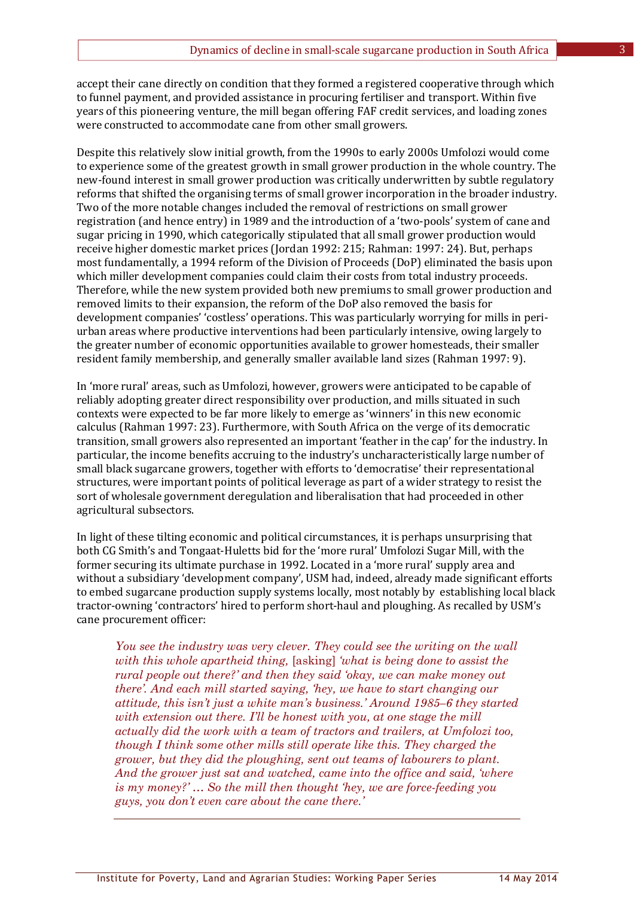accept their cane directly on condition that they formed a registered cooperative through which to funnel payment, and provided assistance in procuring fertiliser and transport. Within five years of this pioneering venture, the mill began offering FAF credit services, and loading zones were constructed to accommodate cane from other small growers.

Despite this relatively slow initial growth, from the 1990s to early 2000s Umfolozi would come to experience some of the greatest growth in small grower production in the whole country. The new-found interest in small grower production was critically underwritten by subtle regulatory reforms that shifted the organising terms of small grower incorporation in the broader industry. Two of the more notable changes included the removal of restrictions on small grower registration (and hence entry) in 1989 and the introduction of a 'two-pools' system of cane and sugar pricing in 1990, which categorically stipulated that all small grower production would receive higher domestic market prices (Jordan 1992: 215; Rahman: 1997: 24). But, perhaps most fundamentally, a 1994 reform of the Division of Proceeds (DoP) eliminated the basis upon which miller development companies could claim their costs from total industry proceeds. Therefore, while the new system provided both new premiums to small grower production and removed limits to their expansion, the reform of the DoP also removed the basis for development companies' 'costless' operations. This was particularly worrying for mills in peri-urban areas where productive interventions had been particularly intensive, owing largely to the greater number of economic opportunities available to grower homesteads, their smaller resident family membership, and generally smaller available land sizes (Rahman 1997: 9).

In 'more rural' areas, such as Umfolozi, however, growers were anticipated to be capable of reliably adopting greater direct responsibility over production, and mills situated in such contexts were expected to be far more likely to emerge as 'winners' in this new economic calculus (Rahman 1997: 23). Furthermore, with South Africa on the verge of its democratic transition, small growers also represented an important 'feather in the cap' for the industry. In particular, the income benefits accruing to the industry's uncharacteristically large number of small black sugarcane growers, together with efforts to 'democratise' their representational structures, were important points of political leverage as part of a wider strategy to resist the sort of wholesale government deregulation and liberalisation that had proceeded in other agricultural subsectors.

In light of these tilting economic and political circumstances, it is perhaps unsurprising that both CG Smith's and Tongaat-Huletts bid for the 'more rural' Umfolozi Sugar Mill, with the former securing its ultimate purchase in 1992. Located in a 'more rural' supply area and without a subsidiary 'development company', USM had, indeed, already made significant efforts to embed sugarcane production supply systems locally, most notably by establishing local black tractor-owning 'contractors' hired to perform short-haul and ploughing. As recalled by USM's cane procurement officer:

> *You see the industry was very clever. They could see the writing on the wall with this whole apartheid thing,* [asking] *'what is being done to assist the rural people out there?' and then they said 'okay, we can make money out there'. And each mill started saying, 'hey, we have to start changing our attitude, this isn't just a white man's business.' Around 1985–6 they started with extension out there. I'll be honest with you, at one stage the mill actually did the work with a team of tractors and trailers, at Umfolozi too, though I think some other mills still operate like this. They charged the grower, but they did the ploughing, sent out teams of labourers to plant. And the grower just sat and watched, came into the office and said, 'where is my money?' … So the mill then thought 'hey, we are force-feeding you guys, you don't even care about the cane there.'*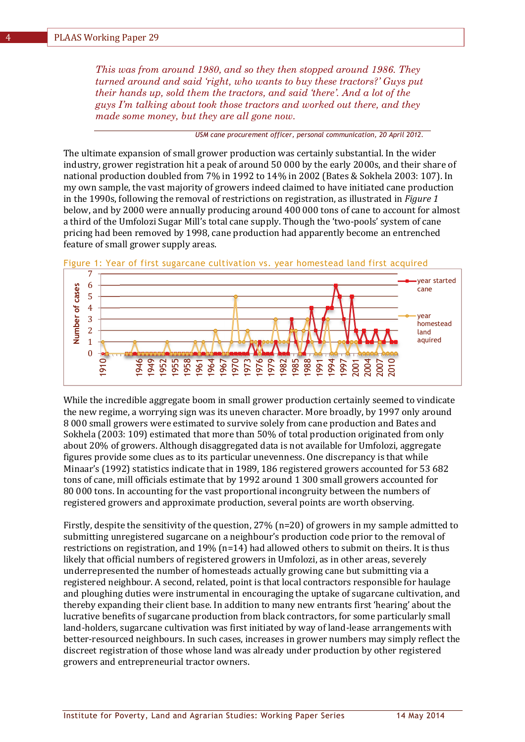*This was from around 1980, and so they then stopped around 1986. They turned around and said 'right, who wants to buy these tractors?' Guys put their hands up, sold them the tractors, and said 'there'. And a lot of the guys I'm talking about took those tractors and worked out there, and they made some money, but they are all gone now.*

*USM cane procurement officer, personal communication, 20 April 2012.*

The ultimate expansion of small grower production was certainly substantial. In the wider industry, grower registration hit a peak of around 50 000 by the early 2000s, and their share of national production doubled from 7% in 1992 to 14% in 2002 (Bates & Sokhela 2003: 107). In my own sample, the vast majority of growers indeed claimed to have initiated cane production in the 1990s, following the removal of restrictions on registration, as illustrated in *Figure 1* below, and by 2000 were annually producing around 400 000 tons of cane to account for almost a third of the Umfolozi Sugar Mill's total cane supply. Though the 'two-pools' system of cane pricing had been removed by 1998, cane production had apparently become an entrenched feature of small grower supply areas.

Figure 1: Year of first sugarcane cultivation vs. year homestead land first acquired

While the incredible aggregate boom in small grower production certainly seemed to vindicate the new regime, a worrying sign was its uneven character. More broadly, by 1997 only around 8 000 small growers were estimated to survive solely from cane production and Bates and Sokhela (2003: 109) estimated that more than 50% of total production originated from only about 20% of growers. Although disaggregated data is not available for Umfolozi, aggregate figures provide some clues as to its particular unevenness. One discrepancy is that while Minaar's (1992) statistics indicate that in 1989, 186 registered growers accounted for 53 682 tons of cane, mill officials estimate that by 1992 around 1 300 small growers accounted for 80 000 tons. In accounting for the vast proportional incongruity between the numbers of registered growers and approximate production, several points are worth observing.

Firstly, despite the sensitivity of the question, 27% (n=20) of growers in my sample admitted to submitting unregistered sugarcane on a neighbour's production code prior to the removal of restrictions on registration, and 19% (n=14) had allowed others to submit on theirs. It is thus likely that official numbers of registered growers in Umfolozi, as in other areas, severely underrepresented the number of homesteads actually growing cane but submitting via a registered neighbour. A second, related, point is that local contractors responsible for haulage and ploughing duties were instrumental in encouraging the uptake of sugarcane cultivation, and thereby expanding their client base. In addition to many new entrants first 'hearing' about the lucrative benefits of sugarcane production from black contractors, for some particularly small land-holders, sugarcane cultivation was first initiated by way of land-lease arrangements with better-resourced neighbours. In such cases, increases in grower numbers may simply reflect the discreet registration of those whose land was already under production by other registered growers and entrepreneurial tractor owners.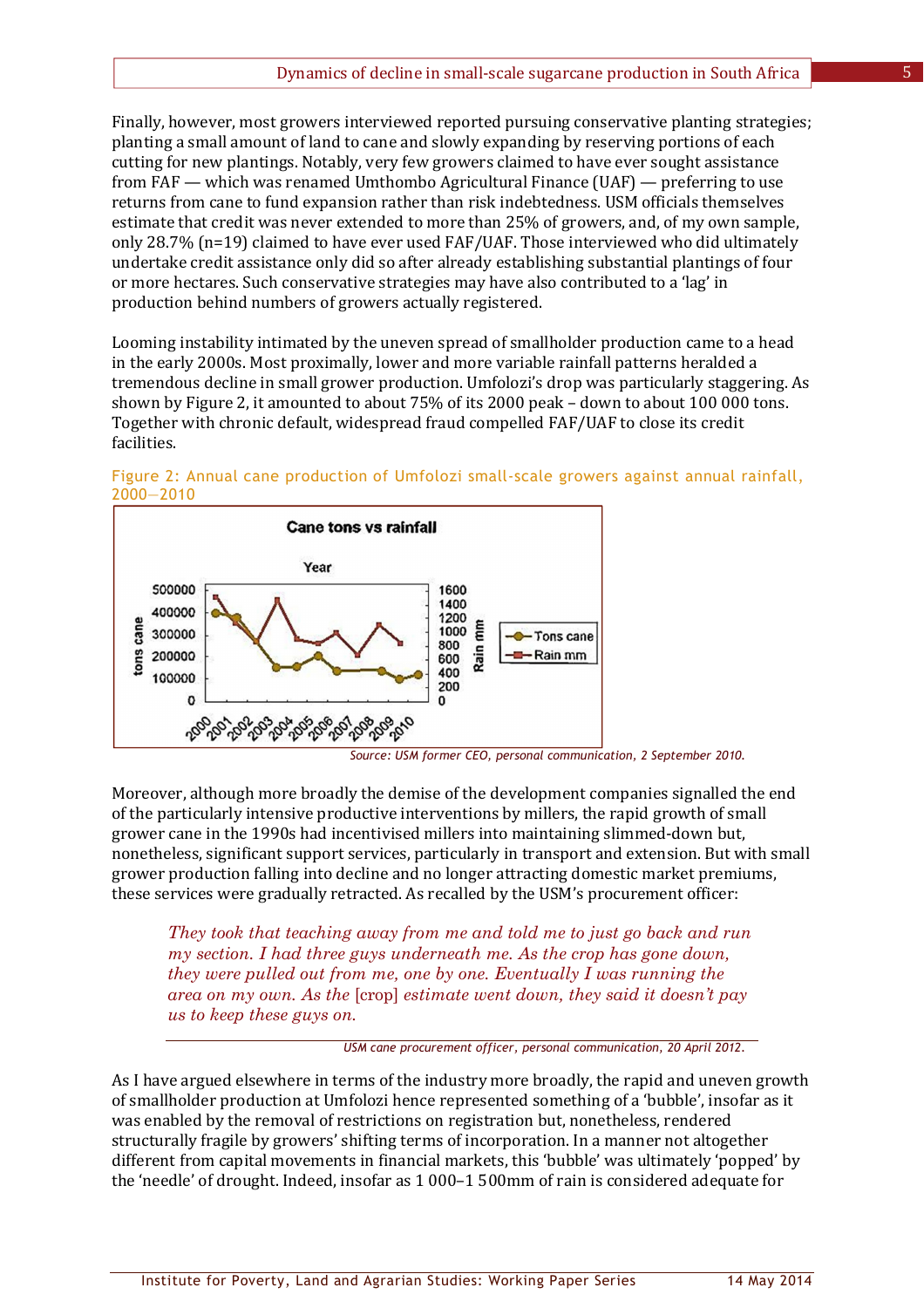Finally, however, most growers interviewed reported pursuing conservative planting strategies; planting a small amount of land to cane and slowly expanding by reserving portions of each cutting for new plantings. Notably, very few growers claimed to have ever sought assistance from FAF — which was renamed Umthombo Agricultural Finance (UAF) — preferring to use returns from cane to fund expansion rather than risk indebtedness. USM officials themselves estimate that credit was never extended to more than 25% of growers, and, of my own sample, only 28.7% (n=19) claimed to have ever used FAF/UAF. Those interviewed who did ultimately undertake credit assistance only did so after already establishing substantial plantings of four or more hectares. Such conservative strategies may have also contributed to a 'lag' in production behind numbers of growers actually registered.

Looming instability intimated by the uneven spread of smallholder production came to a head in the early 2000s. Most proximally, lower and more variable rainfall patterns heralded a tremendous decline in small grower production. Umfolozi's drop was particularly staggering. As shown by Figure 2, it amounted to about 75% of its 2000 peak – down to about 100 000 tons. Together with chronic default, widespread fraud compelled FAF/UAF to close its credit facilities.

Figure 2: Annual cane production of Umfolozi small-scale growers against annual rainfall, 2000—2010

*Source: USM former CEO, personal communication, 2 September 2010.*

Moreover, although more broadly the demise of the development companies signalled the end of the particularly intensive productive interventions by millers, the rapid growth of small grower cane in the 1990s had incentivised millers into maintaining slimmed-down but, nonetheless, significant support services, particularly in transport and extension. But with small grower production falling into decline and no longer attracting domestic market premiums, these services were gradually retracted. As recalled by the USM's procurement officer:

> *They took that teaching away from me and told me to just go back and run my section. I had three guys underneath me. As the crop has gone down, they were pulled out from me, one by one. Eventually I was running the area on my own. As the* [crop] *estimate went down, they said it doesn't pay us to keep these guys on.*
>
> *USM cane procurement officer, personal communication, 20 April 2012.*

As I have argued elsewhere in terms of the industry more broadly, the rapid and uneven growth of smallholder production at Umfolozi hence represented something of a 'bubble', insofar as it was enabled by the removal of restrictions on registration but, nonetheless, rendered structurally fragile by growers' shifting terms of incorporation. In a manner not altogether different from capital movements in financial markets, this 'bubble' was ultimately 'popped' by the 'needle' of drought. Indeed, insofar as 1 000–1 500mm of rain is considered adequate for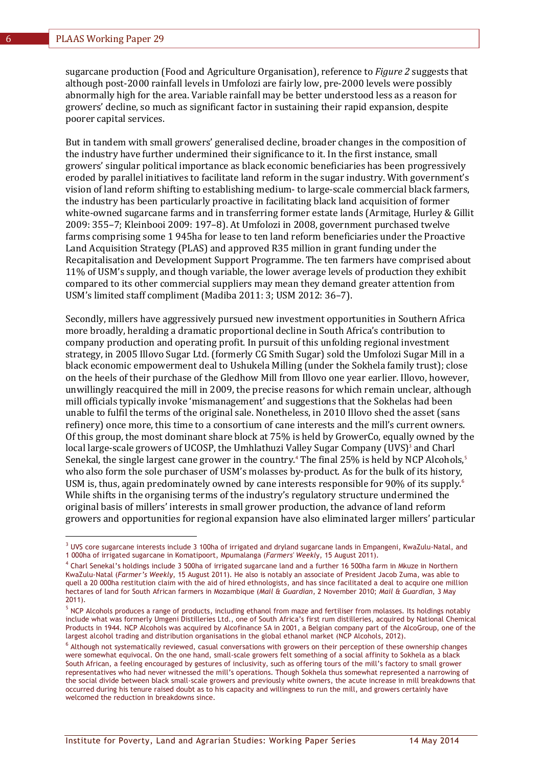sugarcane production (Food and Agriculture Organisation), reference to *Figure 2* suggests that although post-2000 rainfall levels in Umfolozi are fairly low, pre-2000 levels were possibly abnormally high for the area. Variable rainfall may be better understood less as a reason for growers' decline, so much as significant factor in sustaining their rapid expansion, despite poorer capital services.

But in tandem with small growers' generalised decline, broader changes in the composition of the industry have further undermined their significance to it. In the first instance, small growers' singular political importance as black economic beneficiaries has been progressively eroded by parallel initiatives to facilitate land reform in the sugar industry. With government's vision of land reform shifting to establishing medium- to large-scale commercial black farmers, the industry has been particularly proactive in facilitating black land acquisition of former white-owned sugarcane farms and in transferring former estate lands (Armitage, Hurley & Gillit 2009: 355–7; Kleinbooi 2009: 197–8). At Umfolozi in 2008, government purchased twelve farms comprising some 1 945ha for lease to ten land reform beneficiaries under the Proactive Land Acquisition Strategy (PLAS) and approved R35 million in grant funding under the Recapitalisation and Development Support Programme. The ten farmers have comprised about 11% of USM's supply, and though variable, the lower average levels of production they exhibit compared to its other commercial suppliers may mean they demand greater attention from USM's limited staff compliment (Madiba 2011: 3; USM 2012: 36–7).

Secondly, millers have aggressively pursued new investment opportunities in Southern Africa more broadly, heralding a dramatic proportional decline in South Africa's contribution to company production and operating profit. In pursuit of this unfolding regional investment strategy, in 2005 Illovo Sugar Ltd. (formerly CG Smith Sugar) sold the Umfolozi Sugar Mill in a black economic empowerment deal to Ushukela Milling (under the Sokhela family trust); close on the heels of their purchase of the Gledhow Mill from Illovo one year earlier. Illovo, however, unwillingly reacquired the mill in 2009, the precise reasons for which remain unclear, although mill officials typically invoke 'mismanagement' and suggestions that the Sokhelas had been unable to fulfil the terms of the original sale. Nonetheless, in 2010 Illovo shed the asset (sans refinery) once more, this time to a consortium of cane interests and the mill's current owners. Of this group, the most dominant share block at 75% is held by GrowerCo, equally owned by the local large-scale growers of UCOSP, the Umhlathuzi Valley Sugar Company (UVS)[3] and Charl Senekal, the single largest cane grower in the country.[4] The final 25% is held by NCP Alcohols,[5] who also form the sole purchaser of USM's molasses by-product. As for the bulk of its history, USM is, thus, again predominately owned by cane interests responsible for 90% of its supply.[6] While shifts in the organising terms of the industry's regulatory structure undermined the original basis of millers' interests in small grower production, the advance of land reform growers and opportunities for regional expansion have also eliminated larger millers' particular

---

[3] UVS core sugarcane interests include 3 100ha of irrigated and dryland sugarcane lands in Empangeni, KwaZulu-Natal, and 1 000ha of irrigated sugarcane in Komatipoort, Mpumalanga (*Farmers' Weekly*, 15 August 2011).

[4] Charl Senekal's holdings include 3 500ha of irrigated sugarcane land and a further 16 500ha farm in Mkuze in Northern KwaZulu-Natal (*Farmer's Weekly*, 15 August 2011). He also is notably an associate of President Jacob Zuma, was able to quell a 20 000ha restitution claim with the aid of hired ethnologists, and has since facilitated a deal to acquire one million hectares of land for South African farmers in Mozambique (*Mail & Guardian*, 2 November 2010; *Mail & Guardian*, 3 May 2011).

[5] NCP Alcohols produces a range of products, including ethanol from maze and fertiliser from molasses. Its holdings notably include what was formerly Umgeni Distilleries Ltd., one of South Africa's first rum distilleries, acquired by National Chemical Products in 1944. NCP Alcohols was acquired by Alcofinance SA in 2001, a Belgian company part of the AlcoGroup, one of the largest alcohol trading and distribution organisations in the global ethanol market (NCP Alcohols, 2012).

[6] Although not systematically reviewed, casual conversations with growers on their perception of these ownership changes were somewhat equivocal. On the one hand, small-scale growers felt something of a social affinity to Sokhela as a black South African, a feeling encouraged by gestures of inclusivity, such as offering tours of the mill's factory to small grower representatives who had never witnessed the mill's operations. Though Sokhela thus somewhat represented a narrowing of the social divide between black small-scale growers and previously white owners, the acute increase in mill breakdowns that occurred during his tenure raised doubt as to his capacity and willingness to run the mill, and growers certainly have welcomed the reduction in breakdowns since.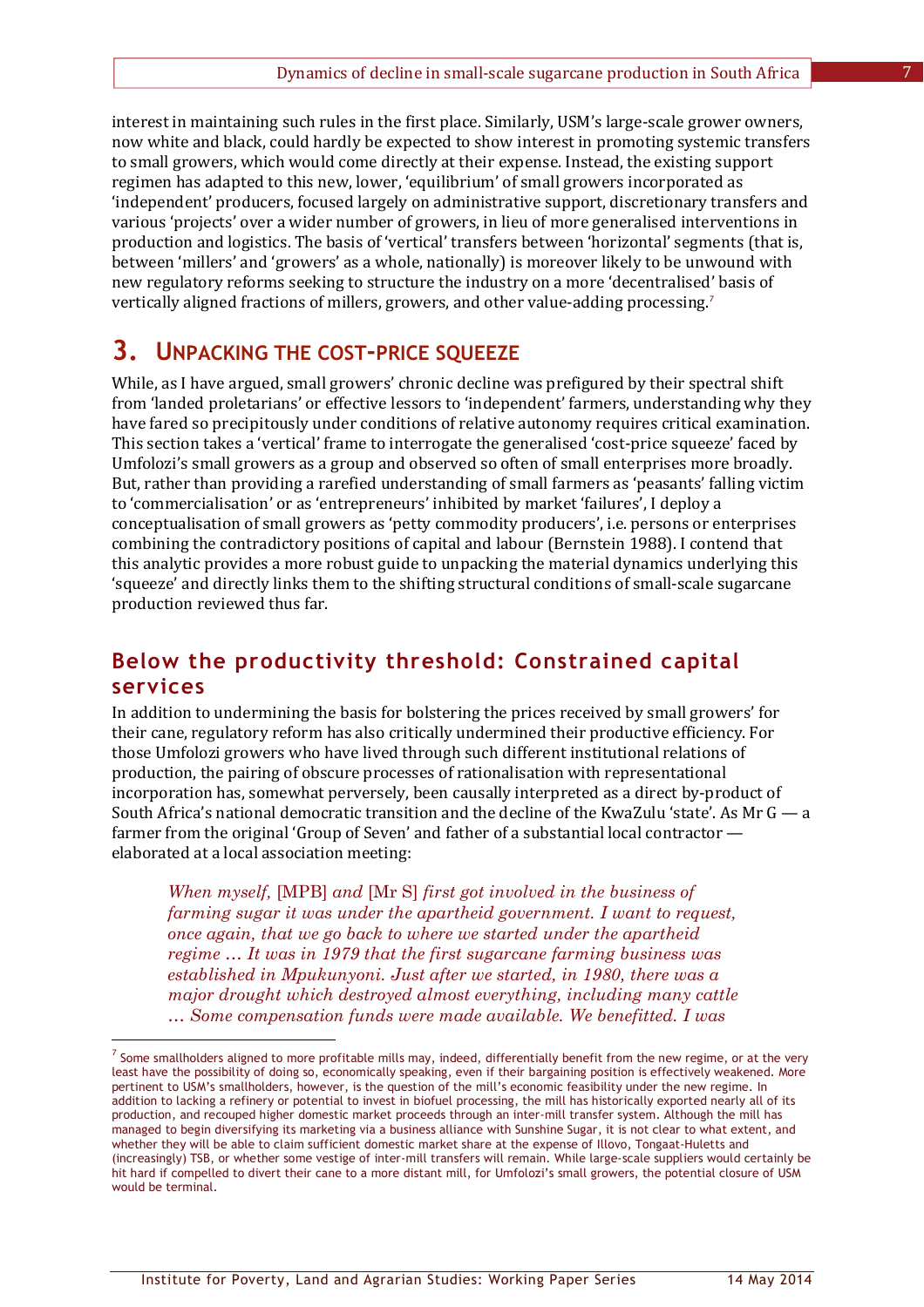interest in maintaining such rules in the first place. Similarly, USM's large-scale grower owners, now white and black, could hardly be expected to show interest in promoting systemic transfers to small growers, which would come directly at their expense. Instead, the existing support regimen has adapted to this new, lower, 'equilibrium' of small growers incorporated as 'independent' producers, focused largely on administrative support, discretionary transfers and various 'projects' over a wider number of growers, in lieu of more generalised interventions in production and logistics. The basis of 'vertical' transfers between 'horizontal' segments (that is, between 'millers' and 'growers' as a whole, nationally) is moreover likely to be unwound with new regulatory reforms seeking to structure the industry on a more 'decentralised' basis of vertically aligned fractions of millers, growers, and other value-adding processing.[7]

# 3. Unpacking the cost-price squeeze

While, as I have argued, small growers' chronic decline was prefigured by their spectral shift from 'landed proletarians' or effective lessors to 'independent' farmers, understanding why they have fared so precipitously under conditions of relative autonomy requires critical examination. This section takes a 'vertical' frame to interrogate the generalised 'cost-price squeeze' faced by Umfolozi's small growers as a group and observed so often of small enterprises more broadly. But, rather than providing a rarefied understanding of small farmers as 'peasants' falling victim to 'commercialisation' or as 'entrepreneurs' inhibited by market 'failures', I deploy a conceptualisation of small growers as 'petty commodity producers', i.e. persons or enterprises combining the contradictory positions of capital and labour (Bernstein 1988). I contend that this analytic provides a more robust guide to unpacking the material dynamics underlying this 'squeeze' and directly links them to the shifting structural conditions of small-scale sugarcane production reviewed thus far.

## Below the productivity threshold: Constrained capital services

In addition to undermining the basis for bolstering the prices received by small growers' for their cane, regulatory reform has also critically undermined their productive efficiency. For those Umfolozi growers who have lived through such different institutional relations of production, the pairing of obscure processes of rationalisation with representational incorporation has, somewhat perversely, been causally interpreted as a direct by-product of South Africa's national democratic transition and the decline of the KwaZulu 'state'. As Mr G — a farmer from the original 'Group of Seven' and father of a substantial local contractor — elaborated at a local association meeting:

> *When myself,* [MPB] *and* [Mr S] *first got involved in the business of farming sugar it was under the apartheid government. I want to request, once again, that we go back to where we started under the apartheid regime … It was in 1979 that the first sugarcane farming business was established in Mpukunyoni. Just after we started, in 1980, there was a major drought which destroyed almost everything, including many cattle … Some compensation funds were made available. We benefitted. I was*

[7] Some smallholders aligned to more profitable mills may, indeed, differentially benefit from the new regime, or at the very least have the possibility of doing so, economically speaking, even if their bargaining position is effectively weakened. More pertinent to USM's smallholders, however, is the question of the mill's economic feasibility under the new regime. In addition to lacking a refinery or potential to invest in biofuel processing, the mill has historically exported nearly all of its production, and recouped higher domestic market proceeds through an inter-mill transfer system. Although the mill has managed to begin diversifying its marketing via a business alliance with Sunshine Sugar, it is not clear to what extent, and whether they will be able to claim sufficient domestic market share at the expense of Illovo, Tongaat-Huletts and (increasingly) TSB, or whether some vestige of inter-mill transfers will remain. While large-scale suppliers would certainly be hit hard if compelled to divert their cane to a more distant mill, for Umfolozi's small growers, the potential closure of USM would be terminal.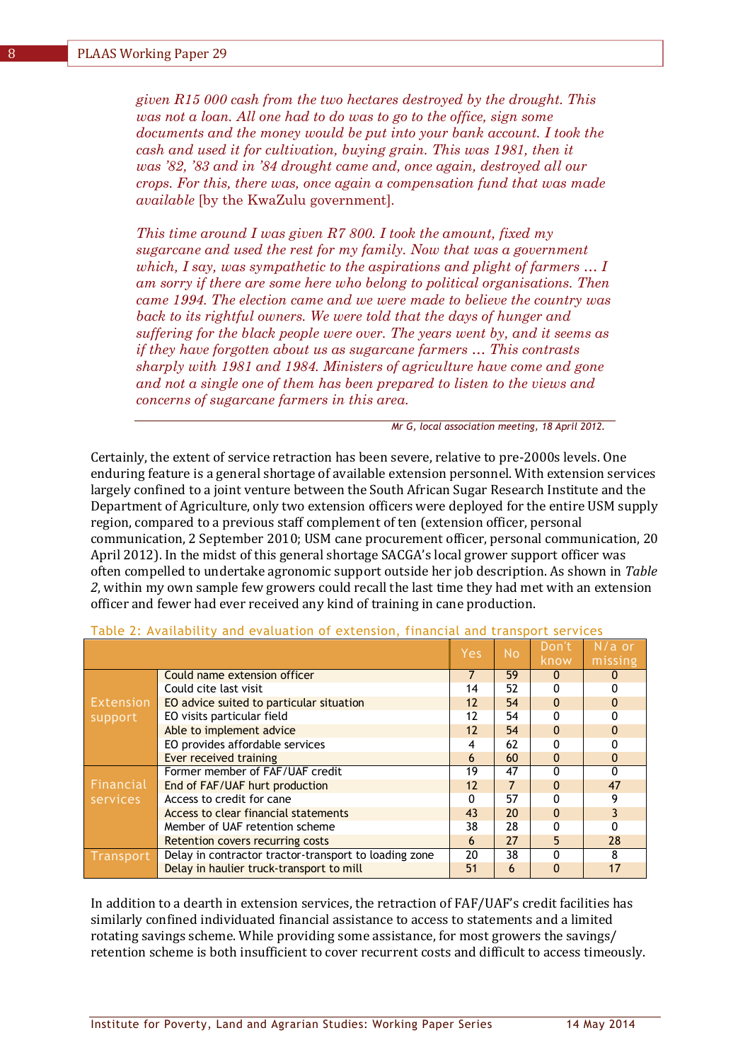*given R15 000 cash from the two hectares destroyed by the drought. This was not a loan. All one had to do was to go to the office, sign some documents and the money would be put into your bank account. I took the cash and used it for cultivation, buying grain. This was 1981, then it was '82, '83 and in '84 drought came and, once again, destroyed all our crops. For this, there was, once again a compensation fund that was made available* [by the KwaZulu government].

*This time around I was given R7 800. I took the amount, fixed my sugarcane and used the rest for my family. Now that was a government which, I say, was sympathetic to the aspirations and plight of farmers … I am sorry if there are some here who belong to political organisations. Then came 1994. The election came and we were made to believe the country was back to its rightful owners. We were told that the days of hunger and suffering for the black people were over. The years went by, and it seems as if they have forgotten about us as sugarcane farmers … This contrasts sharply with 1981 and 1984. Ministers of agriculture have come and gone and not a single one of them has been prepared to listen to the views and concerns of sugarcane farmers in this area.*

*Mr G, local association meeting, 18 April 2012.*

Certainly, the extent of service retraction has been severe, relative to pre-2000s levels. One enduring feature is a general shortage of available extension personnel. With extension services largely confined to a joint venture between the South African Sugar Research Institute and the Department of Agriculture, only two extension officers were deployed for the entire USM supply region, compared to a previous staff complement of ten (extension officer, personal communication, 2 September 2010; USM cane procurement officer, personal communication, 20 April 2012). In the midst of this general shortage SACGA's local grower support officer was often compelled to undertake agronomic support outside her job description. As shown in *Table 2*, within my own sample few growers could recall the last time they had met with an extension officer and fewer had ever received any kind of training in cane production.

Table 2: Availability and evaluation of extension, financial and transport services

| | | Yes | No | Don't know | N/a or missing |
|---|---|---|---|---|---|
| Extension support | Could name extension officer | 7 | 59 | 0 | 0 |
| | Could cite last visit | 14 | 52 | 0 | 0 |
| | EO advice suited to particular situation | 12 | 54 | 0 | 0 |
| | EO visits particular field | 12 | 54 | 0 | 0 |
| | Able to implement advice | 12 | 54 | 0 | 0 |
| | EO provides affordable services | 4 | 62 | 0 | 0 |
| | Ever received training | 6 | 60 | 0 | 0 |
| Financial services | Former member of FAF/UAF credit | 19 | 47 | 0 | 0 |
| | End of FAF/UAF hurt production | 12 | 7 | 0 | 47 |
| | Access to credit for cane | 0 | 57 | 0 | 9 |
| | Access to clear financial statements | 43 | 20 | 0 | 3 |
| | Member of UAF retention scheme | 38 | 28 | 0 | 0 |
| | Retention covers recurring costs | 6 | 27 | 5 | 28 |
| Transport | Delay in contractor tractor-transport to loading zone | 20 | 38 | 0 | 8 |
| | Delay in haulier truck-transport to mill | 51 | 6 | 0 | 17 |

In addition to a dearth in extension services, the retraction of FAF/UAF's credit facilities has similarly confined individuated financial assistance to access to statements and a limited rotating savings scheme. While providing some assistance, for most growers the savings/retention scheme is both insufficient to cover recurrent costs and difficult to access timeously.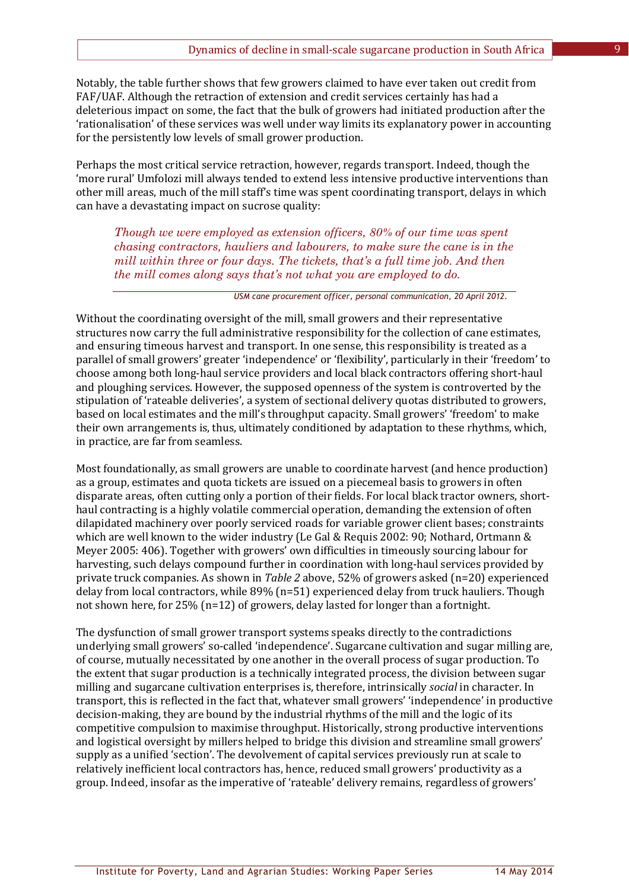Notably, the table further shows that few growers claimed to have ever taken out credit from FAF/UAF. Although the retraction of extension and credit services certainly has had a deleterious impact on some, the fact that the bulk of growers had initiated production after the 'rationalisation' of these services was well under way limits its explanatory power in accounting for the persistently low levels of small grower production.

Perhaps the most critical service retraction, however, regards transport. Indeed, though the 'more rural' Umfolozi mill always tended to extend less intensive productive interventions than other mill areas, much of the mill staff's time was spent coordinating transport, delays in which can have a devastating impact on sucrose quality:

> *Though we were employed as extension officers, 80% of our time was spent chasing contractors, hauliers and labourers, to make sure the cane is in the mill within three or four days. The tickets, that's a full time job. And then the mill comes along says that's not what you are employed to do.*
>
> *USM cane procurement officer, personal communication, 20 April 2012.*

Without the coordinating oversight of the mill, small growers and their representative structures now carry the full administrative responsibility for the collection of cane estimates, and ensuring timeous harvest and transport. In one sense, this responsibility is treated as a parallel of small growers' greater 'independence' or 'flexibility', particularly in their 'freedom' to choose among both long-haul service providers and local black contractors offering short-haul and ploughing services. However, the supposed openness of the system is controverted by the stipulation of 'rateable deliveries', a system of sectional delivery quotas distributed to growers, based on local estimates and the mill's throughput capacity. Small growers' 'freedom' to make their own arrangements is, thus, ultimately conditioned by adaptation to these rhythms, which, in practice, are far from seamless.

Most foundationally, as small growers are unable to coordinate harvest (and hence production) as a group, estimates and quota tickets are issued on a piecemeal basis to growers in often disparate areas, often cutting only a portion of their fields. For local black tractor owners, short-haul contracting is a highly volatile commercial operation, demanding the extension of often dilapidated machinery over poorly serviced roads for variable grower client bases; constraints which are well known to the wider industry (Le Gal & Requis 2002: 90; Nothard, Ortmann & Meyer 2005: 406). Together with growers' own difficulties in timeously sourcing labour for harvesting, such delays compound further in coordination with long-haul services provided by private truck companies. As shown in *Table 2* above, 52% of growers asked (n=20) experienced delay from local contractors, while 89% (n=51) experienced delay from truck hauliers. Though not shown here, for 25% (n=12) of growers, delay lasted for longer than a fortnight.

The dysfunction of small grower transport systems speaks directly to the contradictions underlying small growers' so-called 'independence'. Sugarcane cultivation and sugar milling are, of course, mutually necessitated by one another in the overall process of sugar production. To the extent that sugar production is a technically integrated process, the division between sugar milling and sugarcane cultivation enterprises is, therefore, intrinsically *social* in character. In transport, this is reflected in the fact that, whatever small growers' 'independence' in productive decision-making, they are bound by the industrial rhythms of the mill and the logic of its competitive compulsion to maximise throughput. Historically, strong productive interventions and logistical oversight by millers helped to bridge this division and streamline small growers' supply as a unified 'section'. The devolvement of capital services previously run at scale to relatively inefficient local contractors has, hence, reduced small growers' productivity as a group. Indeed, insofar as the imperative of 'rateable' delivery remains, regardless of growers'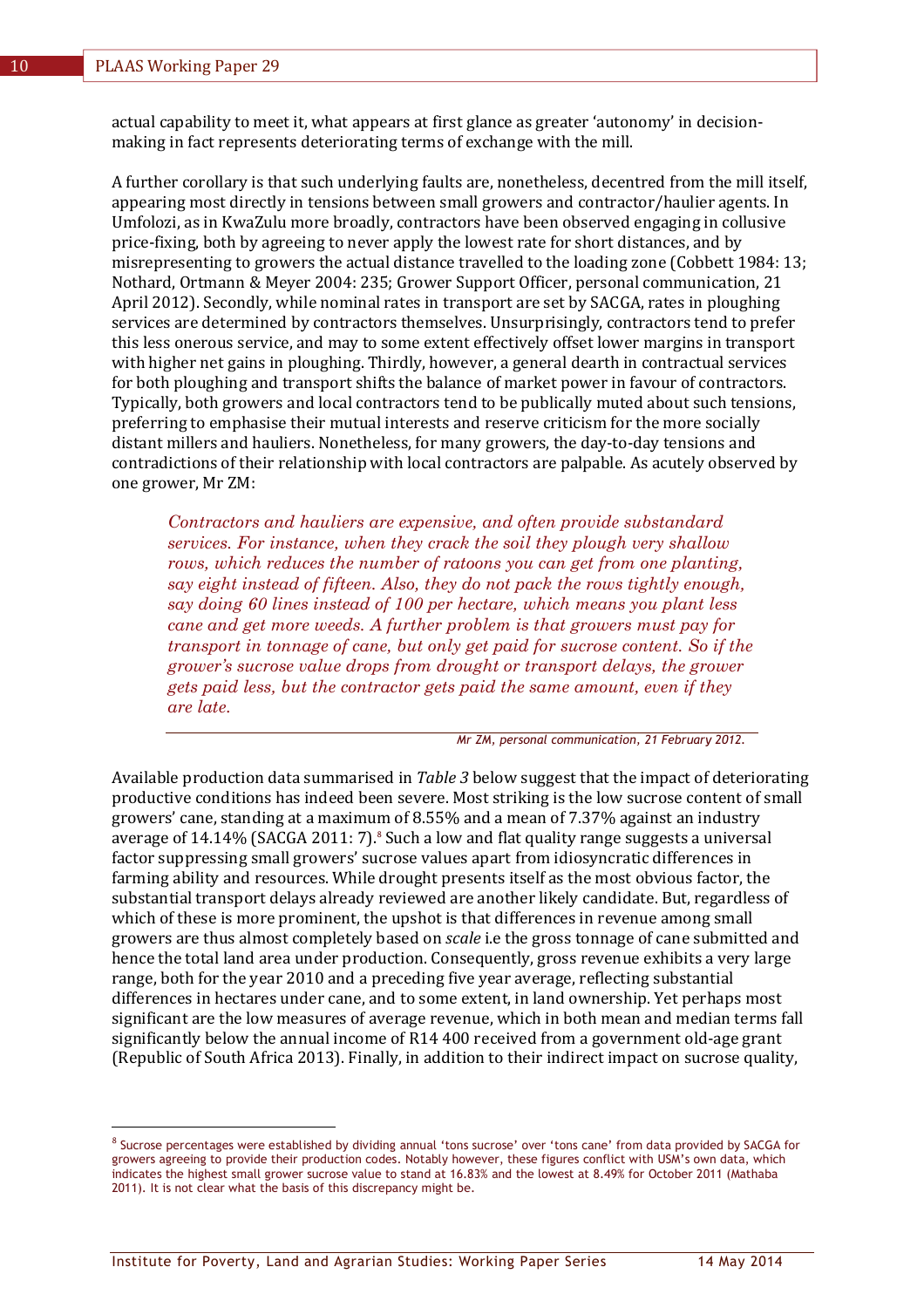actual capability to meet it, what appears at first glance as greater 'autonomy' in decision-making in fact represents deteriorating terms of exchange with the mill.

A further corollary is that such underlying faults are, nonetheless, decentred from the mill itself, appearing most directly in tensions between small growers and contractor/haulier agents. In Umfolozi, as in KwaZulu more broadly, contractors have been observed engaging in collusive price-fixing, both by agreeing to never apply the lowest rate for short distances, and by misrepresenting to growers the actual distance travelled to the loading zone (Cobbett 1984: 13; Nothard, Ortmann & Meyer 2004: 235; Grower Support Officer, personal communication, 21 April 2012). Secondly, while nominal rates in transport are set by SACGA, rates in ploughing services are determined by contractors themselves. Unsurprisingly, contractors tend to prefer this less onerous service, and may to some extent effectively offset lower margins in transport with higher net gains in ploughing. Thirdly, however, a general dearth in contractual services for both ploughing and transport shifts the balance of market power in favour of contractors. Typically, both growers and local contractors tend to be publically muted about such tensions, preferring to emphasise their mutual interests and reserve criticism for the more socially distant millers and hauliers. Nonetheless, for many growers, the day-to-day tensions and contradictions of their relationship with local contractors are palpable. As acutely observed by one grower, Mr ZM:

> *Contractors and hauliers are expensive, and often provide substandard services. For instance, when they crack the soil they plough very shallow rows, which reduces the number of ratoons you can get from one planting, say eight instead of fifteen. Also, they do not pack the rows tightly enough, say doing 60 lines instead of 100 per hectare, which means you plant less cane and get more weeds. A further problem is that growers must pay for transport in tonnage of cane, but only get paid for sucrose content. So if the grower's sucrose value drops from drought or transport delays, the grower gets paid less, but the contractor gets paid the same amount, even if they are late.*
>
> *Mr ZM, personal communication, 21 February 2012.*

Available production data summarised in *Table 3* below suggest that the impact of deteriorating productive conditions has indeed been severe. Most striking is the low sucrose content of small growers' cane, standing at a maximum of 8.55% and a mean of 7.37% against an industry average of 14.14% (SACGA 2011: 7).[8] Such a low and flat quality range suggests a universal factor suppressing small growers' sucrose values apart from idiosyncratic differences in farming ability and resources. While drought presents itself as the most obvious factor, the substantial transport delays already reviewed are another likely candidate. But, regardless of which of these is more prominent, the upshot is that differences in revenue among small growers are thus almost completely based on *scale* i.e the gross tonnage of cane submitted and hence the total land area under production. Consequently, gross revenue exhibits a very large range, both for the year 2010 and a preceding five year average, reflecting substantial differences in hectares under cane, and to some extent, in land ownership. Yet perhaps most significant are the low measures of average revenue, which in both mean and median terms fall significantly below the annual income of R14 400 received from a government old-age grant (Republic of South Africa 2013). Finally, in addition to their indirect impact on sucrose quality,

---

[8] Sucrose percentages were established by dividing annual 'tons sucrose' over 'tons cane' from data provided by SACGA for growers agreeing to provide their production codes. Notably however, these figures conflict with USM's own data, which indicates the highest small grower sucrose value to stand at 16.83% and the lowest at 8.49% for October 2011 (Mathaba 2011). It is not clear what the basis of this discrepancy might be.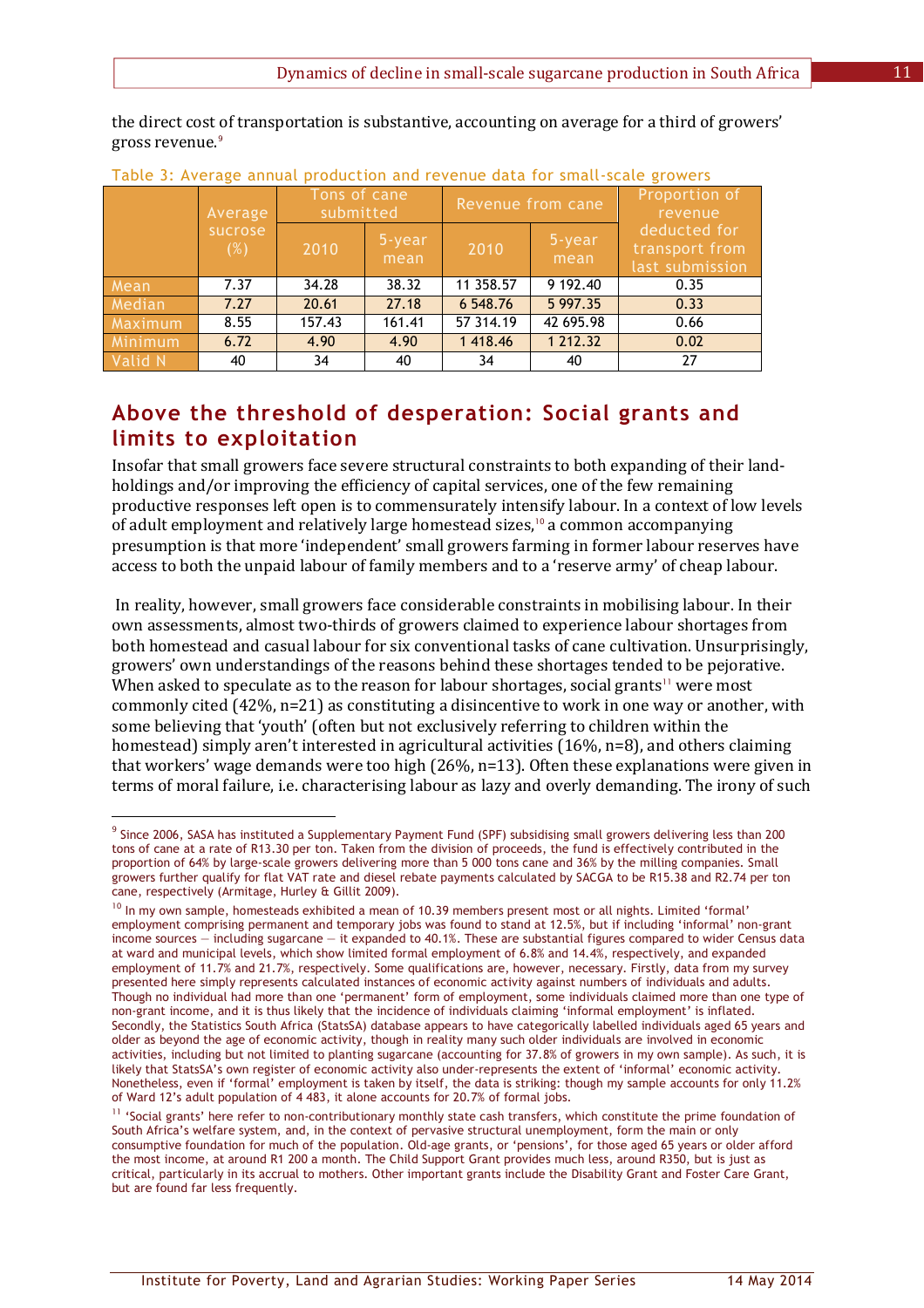the direct cost of transportation is substantive, accounting on average for a third of growers' gross revenue.[9]

Table 3: Average annual production and revenue data for small-scale growers

| | Average sucrose (%) | Tons of cane submitted | | Revenue from cane | | Proportion of revenue deducted for transport from last submission |
|---|---|---|---|---|---|---|
| | | 2010 | 5-year mean | 2010 | 5-year mean | |
| Mean | 7.37 | 34.28 | 38.32 | 11 358.57 | 9 192.40 | 0.35 |
| Median | 7.27 | 20.61 | 27.18 | 6 548.76 | 5 997.35 | 0.33 |
| Maximum | 8.55 | 157.43 | 161.41 | 57 314.19 | 42 695.98 | 0.66 |
| Minimum | 6.72 | 4.90 | 4.90 | 1 418.46 | 1 212.32 | 0.02 |
| Valid N | 40 | 34 | 40 | 34 | 40 | 27 |

## Above the threshold of desperation: Social grants and limits to exploitation

Insofar that small growers face severe structural constraints to both expanding of their land-holdings and/or improving the efficiency of capital services, one of the few remaining productive responses left open is to commensurately intensify labour. In a context of low levels of adult employment and relatively large homestead sizes,[10] a common accompanying presumption is that more 'independent' small growers farming in former labour reserves have access to both the unpaid labour of family members and to a 'reserve army' of cheap labour.

In reality, however, small growers face considerable constraints in mobilising labour. In their own assessments, almost two-thirds of growers claimed to experience labour shortages from both homestead and casual labour for six conventional tasks of cane cultivation. Unsurprisingly, growers' own understandings of the reasons behind these shortages tended to be pejorative. When asked to speculate as to the reason for labour shortages, social grants[11] were most commonly cited (42%, n=21) as constituting a disincentive to work in one way or another, with some believing that 'youth' (often but not exclusively referring to children within the homestead) simply aren't interested in agricultural activities (16%, n=8), and others claiming that workers' wage demands were too high (26%, n=13). Often these explanations were given in terms of moral failure, i.e. characterising labour as lazy and overly demanding. The irony of such

---

[9] Since 2006, SASA has instituted a Supplementary Payment Fund (SPF) subsidising small growers delivering less than 200 tons of cane at a rate of R13.30 per ton. Taken from the division of proceeds, the fund is effectively contributed in the proportion of 64% by large-scale growers delivering more than 5 000 tons cane and 36% by the milling companies. Small growers further qualify for flat VAT rate and diesel rebate payments calculated by SACGA to be R15.38 and R2.74 per ton cane, respectively (Armitage, Hurley & Gillit 2009).

[10] In my own sample, homesteads exhibited a mean of 10.39 members present most or all nights. Limited 'formal' employment comprising permanent and temporary jobs was found to stand at 12.5%, but if including 'informal' non-grant income sources — including sugarcane — it expanded to 40.1%. These are substantial figures compared to wider Census data at ward and municipal levels, which show limited formal employment of 6.8% and 14.4%, respectively, and expanded employment of 11.7% and 21.7%, respectively. Some qualifications are, however, necessary. Firstly, data from my survey presented here simply represents calculated instances of economic activity against numbers of individuals and adults. Though no individual had more than one 'permanent' form of employment, some individuals claimed more than one type of non-grant income, and it is thus likely that the incidence of individuals claiming 'informal employment' is inflated. Secondly, the Statistics South Africa (StatsSA) database appears to have categorically labelled individuals aged 65 years and older as beyond the age of economic activity, though in reality many such older individuals are involved in economic activities, including but not limited to planting sugarcane (accounting for 37.8% of growers in my own sample). As such, it is likely that StatsSA's own register of economic activity also under-represents the extent of 'informal' economic activity. Nonetheless, even if 'formal' employment is taken by itself, the data is striking: though my sample accounts for only 11.2% of Ward 12's adult population of 4 483, it alone accounts for 20.7% of formal jobs.

[11] 'Social grants' here refer to non-contributory monthly state cash transfers, which constitute the prime foundation of South Africa's welfare system, and, in the context of pervasive structural unemployment, form the main or only consumptive foundation for much of the population. Old-age grants, or 'pensions', for those aged 65 years or older afford the most income, at around R1 200 a month. The Child Support Grant provides much less, around R350, but is just as critical, particularly in its accrual to mothers. Other important grants include the Disability Grant and Foster Care Grant, but are found far less frequently.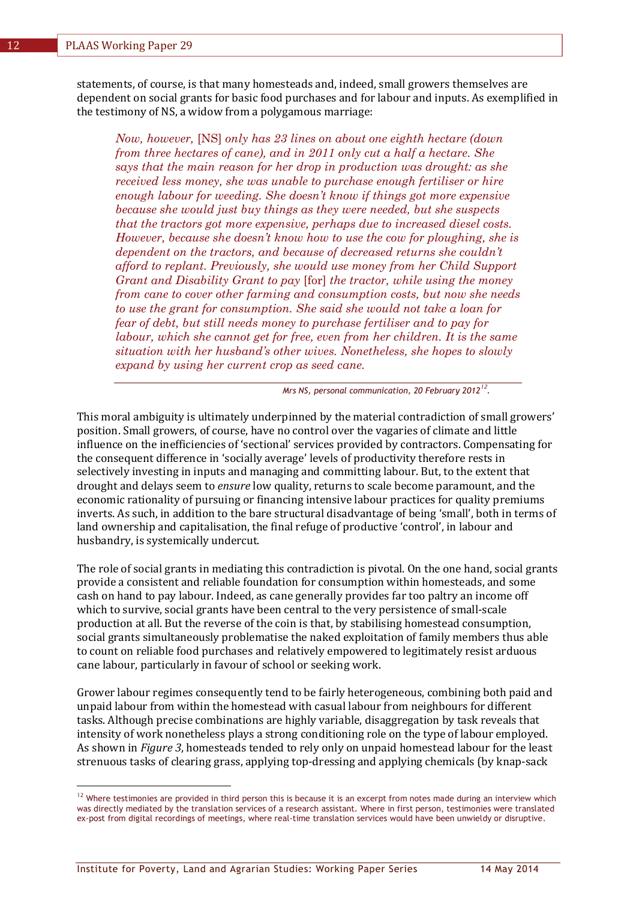statements, of course, is that many homesteads and, indeed, small growers themselves are dependent on social grants for basic food purchases and for labour and inputs. As exemplified in the testimony of NS, a widow from a polygamous marriage:

> *Now, however,* [NS] *only has 23 lines on about one eighth hectare (down from three hectares of cane), and in 2011 only cut a half a hectare. She says that the main reason for her drop in production was drought: as she received less money, she was unable to purchase enough fertiliser or hire enough labour for weeding. She doesn't know if things got more expensive because she would just buy things as they were needed, but she suspects that the tractors got more expensive, perhaps due to increased diesel costs. However, because she doesn't know how to use the cow for ploughing, she is dependent on the tractors, and because of decreased returns she couldn't afford to replant. Previously, she would use money from her Child Support Grant and Disability Grant to pay* [for] *the tractor, while using the money from cane to cover other farming and consumption costs, but now she needs to use the grant for consumption. She said she would not take a loan for fear of debt, but still needs money to purchase fertiliser and to pay for labour, which she cannot get for free, even from her children. It is the same situation with her husband's other wives. Nonetheless, she hopes to slowly expand by using her current crop as seed cane.*
>
> *Mrs NS, personal communication, 20 February 2012*[12].

This moral ambiguity is ultimately underpinned by the material contradiction of small growers' position. Small growers, of course, have no control over the vagaries of climate and little influence on the inefficiencies of 'sectional' services provided by contractors. Compensating for the consequent difference in 'socially average' levels of productivity therefore rests in selectively investing in inputs and managing and committing labour. But, to the extent that drought and delays seem to *ensure* low quality, returns to scale become paramount, and the economic rationality of pursuing or financing intensive labour practices for quality premiums inverts. As such, in addition to the bare structural disadvantage of being 'small', both in terms of land ownership and capitalisation, the final refuge of productive 'control', in labour and husbandry, is systemically undercut.

The role of social grants in mediating this contradiction is pivotal. On the one hand, social grants provide a consistent and reliable foundation for consumption within homesteads, and some cash on hand to pay labour. Indeed, as cane generally provides far too paltry an income off which to survive, social grants have been central to the very persistence of small-scale production at all. But the reverse of the coin is that, by stabilising homestead consumption, social grants simultaneously problematise the naked exploitation of family members thus able to count on reliable food purchases and relatively empowered to legitimately resist arduous cane labour, particularly in favour of school or seeking work.

Grower labour regimes consequently tend to be fairly heterogeneous, combining both paid and unpaid labour from within the homestead with casual labour from neighbours for different tasks. Although precise combinations are highly variable, disaggregation by task reveals that intensity of work nonetheless plays a strong conditioning role on the type of labour employed. As shown in *Figure 3*, homesteads tended to rely only on unpaid homestead labour for the least strenuous tasks of clearing grass, applying top-dressing and applying chemicals (by knap-sack

---

[12] Where testimonies are provided in third person this is because it is an excerpt from notes made during an interview which was directly mediated by the translation services of a research assistant. Where in first person, testimonies were translated ex-post from digital recordings of meetings, where real-time translation services would have been unwieldy or disruptive.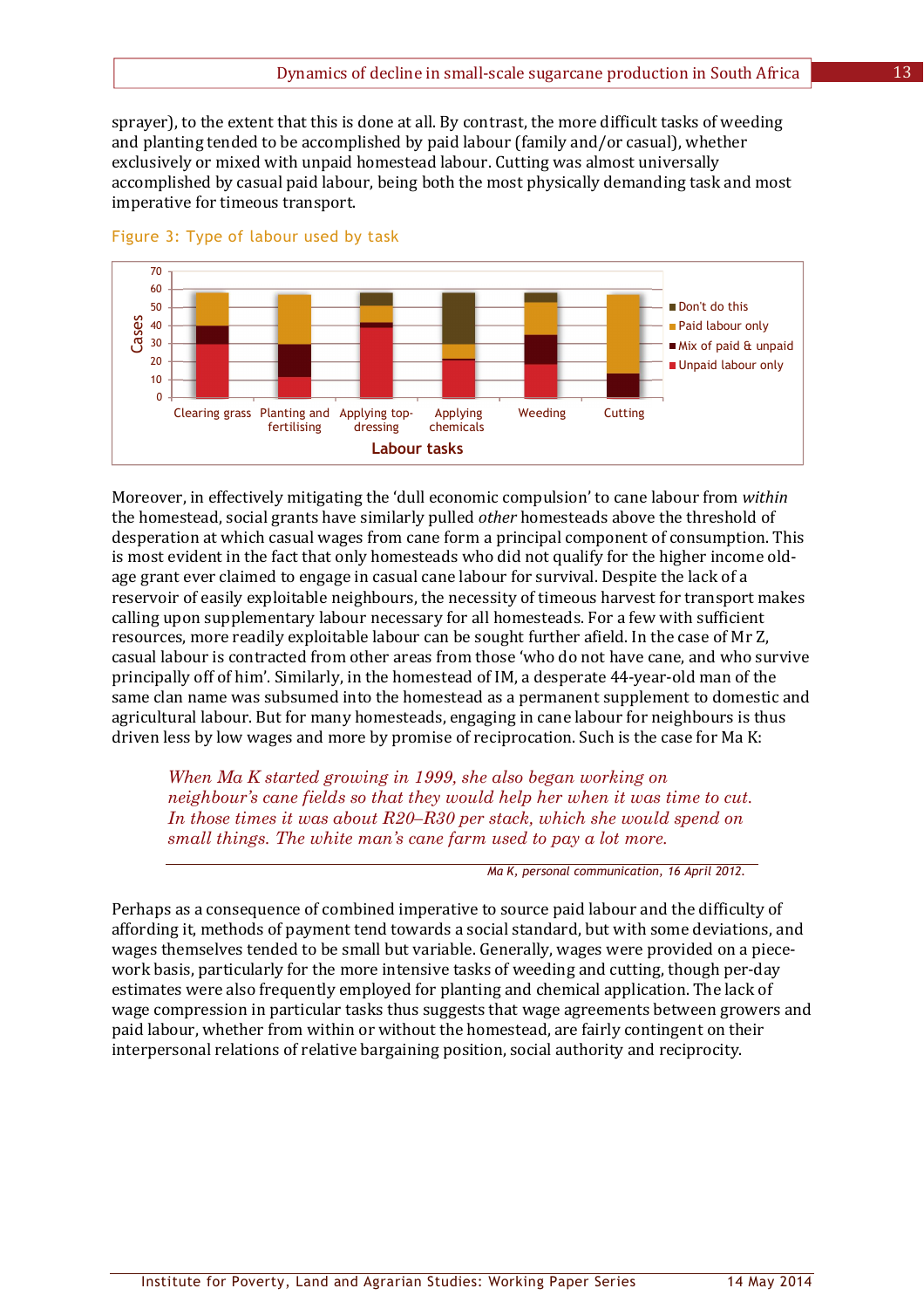sprayer), to the extent that this is done at all. By contrast, the more difficult tasks of weeding and planting tended to be accomplished by paid labour (family and/or casual), whether exclusively or mixed with unpaid homestead labour. Cutting was almost universally accomplished by casual paid labour, being both the most physically demanding task and most imperative for timeous transport.

Figure 3: Type of labour used by task

Moreover, in effectively mitigating the 'dull economic compulsion' to cane labour from *within* the homestead, social grants have similarly pulled *other* homesteads above the threshold of desperation at which casual wages from cane form a principal component of consumption. This is most evident in the fact that only homesteads who did not qualify for the higher income old-age grant ever claimed to engage in casual cane labour for survival. Despite the lack of a reservoir of easily exploitable neighbours, the necessity of timeous harvest for transport makes calling upon supplementary labour necessary for all homesteads. For a few with sufficient resources, more readily exploitable labour can be sought further afield. In the case of Mr Z, casual labour is contracted from other areas from those 'who do not have cane, and who survive principally off of him'. Similarly, in the homestead of IM, a desperate 44-year-old man of the same clan name was subsumed into the homestead as a permanent supplement to domestic and agricultural labour. But for many homesteads, engaging in cane labour for neighbours is thus driven less by low wages and more by promise of reciprocation. Such is the case for Ma K:

> *When Ma K started growing in 1999, she also began working on neighbour's cane fields so that they would help her when it was time to cut. In those times it was about R20–R30 per stack, which she would spend on small things. The white man's cane farm used to pay a lot more.*
>
> *Ma K, personal communication, 16 April 2012.*

Perhaps as a consequence of combined imperative to source paid labour and the difficulty of affording it, methods of payment tend towards a social standard, but with some deviations, and wages themselves tended to be small but variable. Generally, wages were provided on a piece-work basis, particularly for the more intensive tasks of weeding and cutting, though per-day estimates were also frequently employed for planting and chemical application. The lack of wage compression in particular tasks thus suggests that wage agreements between growers and paid labour, whether from within or without the homestead, are fairly contingent on their interpersonal relations of relative bargaining position, social authority and reciprocity.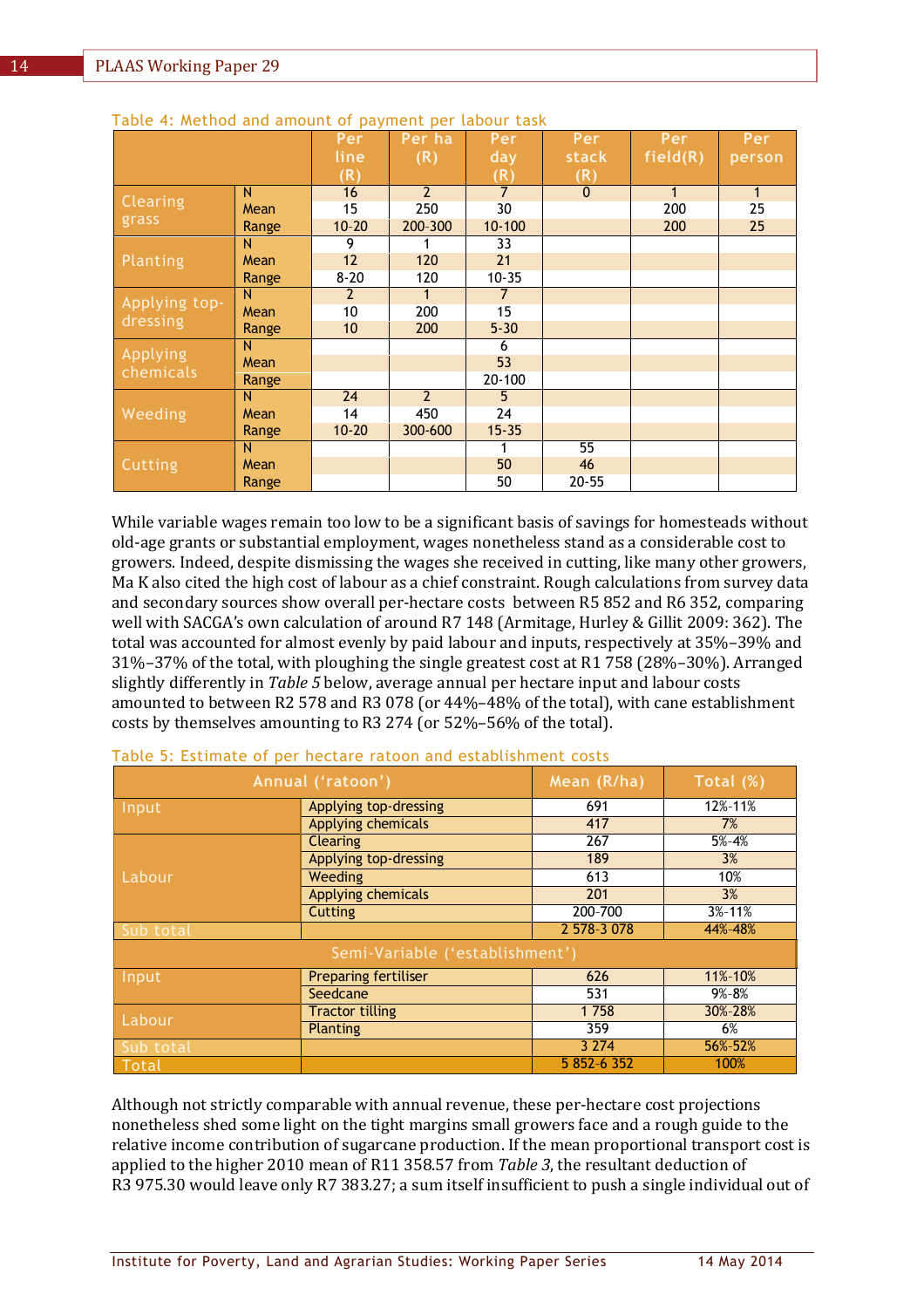Table 4: Method and amount of payment per labour task

| | | Per line (R) | Per ha (R) | Per day (R) | Per stack (R) | Per field(R) | Per person |
|---|---|---|---|---|---|---|---|
| Clearing grass | N | 16 | 2 | 7 | 0 | 1 | 1 |
| | Mean | 15 | 250 | 30 | | 200 | 25 |
| | Range | 10-20 | 200-300 | 10-100 | | 200 | 25 |
| Planting | N | 9 | 1 | 33 | | | |
| | Mean | 12 | 120 | 21 | | | |
| | Range | 8-20 | 120 | 10-35 | | | |
| Applying top-dressing | N | 2 | 1 | 7 | | | |
| | Mean | 10 | 200 | 15 | | | |
| | Range | 10 | 200 | 5-30 | | | |
| Applying chemicals | N | | | 6 | | | |
| | Mean | | | 53 | | | |
| | Range | | | 20-100 | | | |
| Weeding | N | 24 | 2 | 5 | | | |
| | Mean | 14 | 450 | 24 | | | |
| | Range | 10-20 | 300-600 | 15-35 | | | |
| Cutting | N | | | 1 | 55 | | |
| | Mean | | | 50 | 46 | | |
| | Range | | | 50 | 20-55 | | |

While variable wages remain too low to be a significant basis of savings for homesteads without old-age grants or substantial employment, wages nonetheless stand as a considerable cost to growers. Indeed, despite dismissing the wages she received in cutting, like many other growers, Ma K also cited the high cost of labour as a chief constraint. Rough calculations from survey data and secondary sources show overall per-hectare costs between R5 852 and R6 352, comparing well with SACGA's own calculation of around R7 148 (Armitage, Hurley & Gillit 2009: 362). The total was accounted for almost evenly by paid labour and inputs, respectively at 35%–39% and 31%–37% of the total, with ploughing the single greatest cost at R1 758 (28%–30%). Arranged slightly differently in *Table 5* below, average annual per hectare input and labour costs amounted to between R2 578 and R3 078 (or 44%–48% of the total), with cane establishment costs by themselves amounting to R3 274 (or 52%–56% of the total).

Table 5: Estimate of per hectare ratoon and establishment costs

| Annual ('ratoon') | | Mean (R/ha) | Total (%) |
|---|---|---|---|
| Input | Applying top-dressing | 691 | 12%-11% |
| | Applying chemicals | 417 | 7% |
| Labour | Clearing | 267 | 5%-4% |
| | Applying top-dressing | 189 | 3% |
| | Weeding | 613 | 10% |
| | Applying chemicals | 201 | 3% |
| | Cutting | 200-700 | 3%-11% |
| Sub total | | 2 578-3 078 | 44%-48% |
| Semi-Variable ('establishment') | | | |
| Input | Preparing fertiliser | 626 | 11%-10% |
| | Seedcane | 531 | 9%-8% |
| Labour | Tractor tilling | 1 758 | 30%-28% |
| | Planting | 359 | 6% |
| Sub total | | 3 274 | 56%-52% |
| Total | | 5 852-6 352 | 100% |

Although not strictly comparable with annual revenue, these per-hectare cost projections nonetheless shed some light on the tight margins small growers face and a rough guide to the relative income contribution of sugarcane production. If the mean proportional transport cost is applied to the higher 2010 mean of R11 358.57 from *Table 3*, the resultant deduction of R3 975.30 would leave only R7 383.27; a sum itself insufficient to push a single individual out of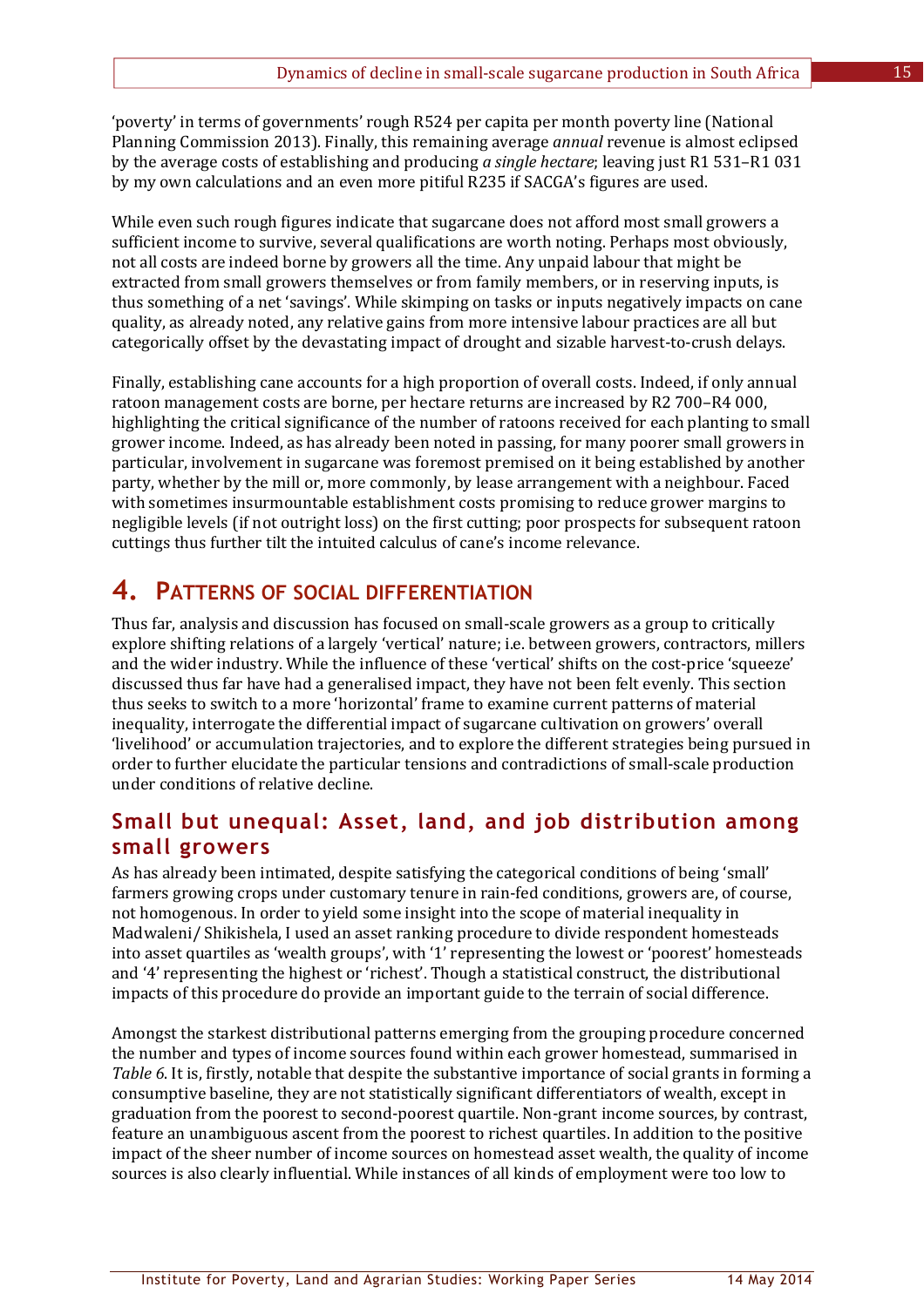'poverty' in terms of governments' rough R524 per capita per month poverty line (National Planning Commission 2013). Finally, this remaining average *annual* revenue is almost eclipsed by the average costs of establishing and producing *a single hectare*; leaving just R1 531–R1 031 by my own calculations and an even more pitiful R235 if SACGA's figures are used.

While even such rough figures indicate that sugarcane does not afford most small growers a sufficient income to survive, several qualifications are worth noting. Perhaps most obviously, not all costs are indeed borne by growers all the time. Any unpaid labour that might be extracted from small growers themselves or from family members, or in reserving inputs, is thus something of a net 'savings'. While skimping on tasks or inputs negatively impacts on cane quality, as already noted, any relative gains from more intensive labour practices are all but categorically offset by the devastating impact of drought and sizable harvest-to-crush delays.

Finally, establishing cane accounts for a high proportion of overall costs. Indeed, if only annual ratoon management costs are borne, per hectare returns are increased by R2 700–R4 000, highlighting the critical significance of the number of ratoons received for each planting to small grower income. Indeed, as has already been noted in passing, for many poorer small growers in particular, involvement in sugarcane was foremost premised on it being established by another party, whether by the mill or, more commonly, by lease arrangement with a neighbour. Faced with sometimes insurmountable establishment costs promising to reduce grower margins to negligible levels (if not outright loss) on the first cutting; poor prospects for subsequent ratoon cuttings thus further tilt the intuited calculus of cane's income relevance.

# 4. Patterns of social differentiation

Thus far, analysis and discussion has focused on small-scale growers as a group to critically explore shifting relations of a largely 'vertical' nature; i.e. between growers, contractors, millers and the wider industry. While the influence of these 'vertical' shifts on the cost-price 'squeeze' discussed thus far have had a generalised impact, they have not been felt evenly. This section thus seeks to switch to a more 'horizontal' frame to examine current patterns of material inequality, interrogate the differential impact of sugarcane cultivation on growers' overall 'livelihood' or accumulation trajectories, and to explore the different strategies being pursued in order to further elucidate the particular tensions and contradictions of small-scale production under conditions of relative decline.

## Small but unequal: Asset, land, and job distribution among small growers

As has already been intimated, despite satisfying the categorical conditions of being 'small' farmers growing crops under customary tenure in rain-fed conditions, growers are, of course, not homogenous. In order to yield some insight into the scope of material inequality in Madwaleni/ Shikishela, I used an asset ranking procedure to divide respondent homesteads into asset quartiles as 'wealth groups', with '1' representing the lowest or 'poorest' homesteads and '4' representing the highest or 'richest'. Though a statistical construct, the distributional impacts of this procedure do provide an important guide to the terrain of social difference.

Amongst the starkest distributional patterns emerging from the grouping procedure concerned the number and types of income sources found within each grower homestead, summarised in *Table 6*. It is, firstly, notable that despite the substantive importance of social grants in forming a consumptive baseline, they are not statistically significant differentiators of wealth, except in graduation from the poorest to second-poorest quartile. Non-grant income sources, by contrast, feature an unambiguous ascent from the poorest to richest quartiles. In addition to the positive impact of the sheer number of income sources on homestead asset wealth, the quality of income sources is also clearly influential. While instances of all kinds of employment were too low to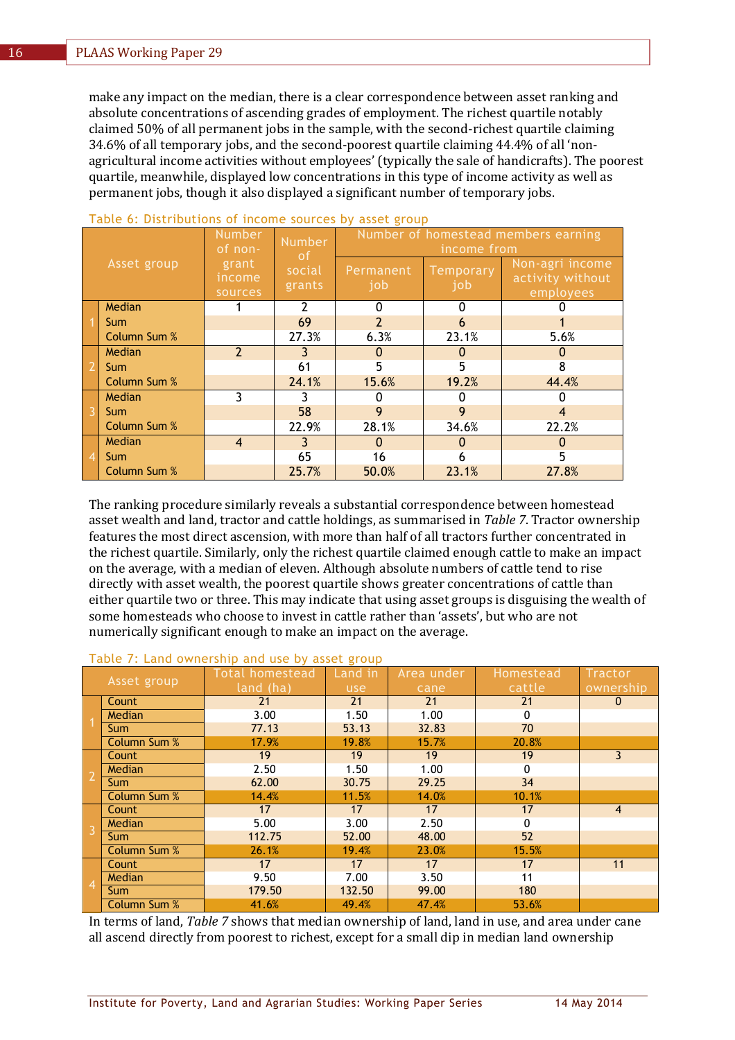make any impact on the median, there is a clear correspondence between asset ranking and absolute concentrations of ascending grades of employment. The richest quartile notably claimed 50% of all permanent jobs in the sample, with the second-richest quartile claiming 34.6% of all temporary jobs, and the second-poorest quartile claiming 44.4% of all 'non-agricultural income activities without employees' (typically the sale of handicrafts). The poorest quartile, meanwhile, displayed low concentrations in this type of income activity as well as permanent jobs, though it also displayed a significant number of temporary jobs.

Table 6: Distributions of income sources by asset group

| Asset group | | Number of non-grant income sources | Number of social grants | Number of homestead members earning income from | | |
|---|---|---|---|---|---|---|
| | | | | Permanent job | Temporary job | Non-agri income activity without employees |
| 1 | Median | 1 | 2 | 0 | 0 | 0 |
| | Sum | | 69 | 2 | 6 | 1 |
| | Column Sum % | | 27.3% | 6.3% | 23.1% | 5.6% |
| 2 | Median | 2 | 3 | 0 | 0 | 0 |
| | Sum | | 61 | 5 | 5 | 8 |
| | Column Sum % | | 24.1% | 15.6% | 19.2% | 44.4% |
| 3 | Median | 3 | 3 | 0 | 0 | 0 |
| | Sum | | 58 | 9 | 9 | 4 |
| | Column Sum % | | 22.9% | 28.1% | 34.6% | 22.2% |
| 4 | Median | 4 | 3 | 0 | 0 | 0 |
| | Sum | | 65 | 16 | 6 | 5 |
| | Column Sum % | | 25.7% | 50.0% | 23.1% | 27.8% |

The ranking procedure similarly reveals a substantial correspondence between homestead asset wealth and land, tractor and cattle holdings, as summarised in *Table 7*. Tractor ownership features the most direct ascension, with more than half of all tractors further concentrated in the richest quartile. Similarly, only the richest quartile claimed enough cattle to make an impact on the average, with a median of eleven. Although absolute numbers of cattle tend to rise directly with asset wealth, the poorest quartile shows greater concentrations of cattle than either quartile two or three. This may indicate that using asset groups is disguising the wealth of some homesteads who choose to invest in cattle rather than 'assets', but who are not numerically significant enough to make an impact on the average.

Table 7: Land ownership and use by asset group

| Asset group | | Total homestead land (ha) | Land in use | Area under cane | Homestead cattle | Tractor ownership |
|---|---|---|---|---|---|---|
| 1 | Count | 21 | 21 | 21 | 21 | 0 |
| | Median | 3.00 | 1.50 | 1.00 | 0 | |
| | Sum | 77.13 | 53.13 | 32.83 | 70 | |
| | Column Sum % | 17.9% | 19.8% | 15.7% | 20.8% | |
| 2 | Count | 19 | 19 | 19 | 19 | 3 |
| | Median | 2.50 | 1.50 | 1.00 | 0 | |
| | Sum | 62.00 | 30.75 | 29.25 | 34 | |
| | Column Sum % | 14.4% | 11.5% | 14.0% | 10.1% | |
| 3 | Count | 17 | 17 | 17 | 17 | 4 |
| | Median | 5.00 | 3.00 | 2.50 | 0 | |
| | Sum | 112.75 | 52.00 | 48.00 | 52 | |
| | Column Sum % | 26.1% | 19.4% | 23.0% | 15.5% | |
| 4 | Count | 17 | 17 | 17 | 17 | 11 |
| | Median | 9.50 | 7.00 | 3.50 | 11 | |
| | Sum | 179.50 | 132.50 | 99.00 | 180 | |
| | Column Sum % | 41.6% | 49.4% | 47.4% | 53.6% | |

In terms of land, *Table 7* shows that median ownership of land, land in use, and area under cane all ascend directly from poorest to richest, except for a small dip in median land ownership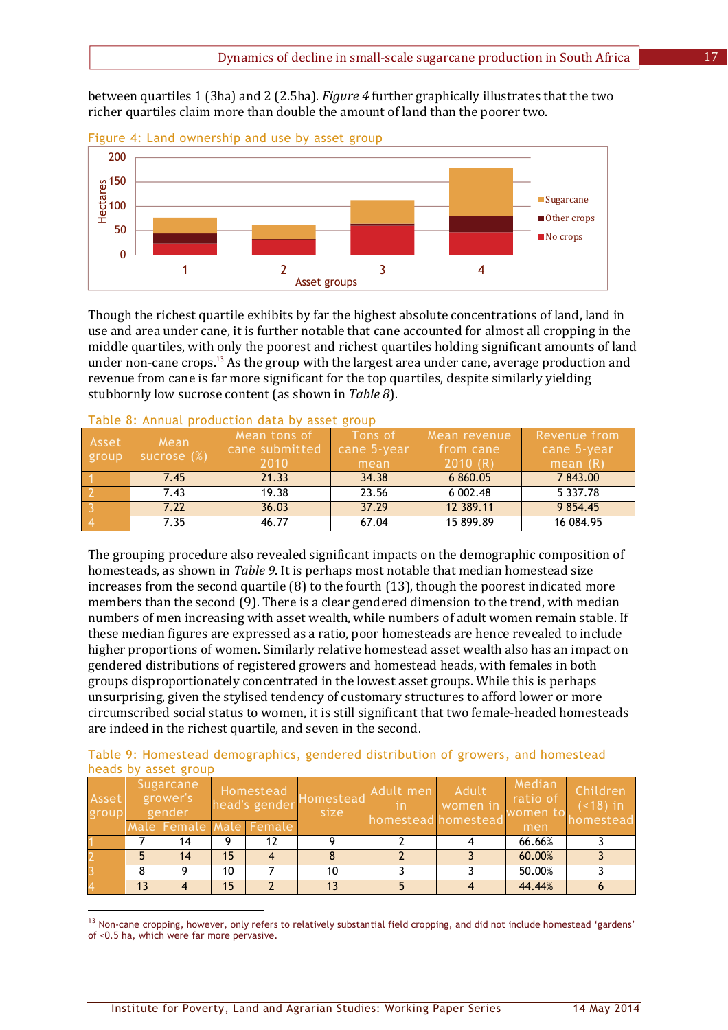between quartiles 1 (3ha) and 2 (2.5ha). *Figure 4* further graphically illustrates that the two richer quartiles claim more than double the amount of land than the poorer two.

Figure 4: Land ownership and use by asset group

Though the richest quartile exhibits by far the highest absolute concentrations of land, land in use and area under cane, it is further notable that cane accounted for almost all cropping in the middle quartiles, with only the poorest and richest quartiles holding significant amounts of land under non-cane crops.[13] As the group with the largest area under cane, average production and revenue from cane is far more significant for the top quartiles, despite similarly yielding stubbornly low sucrose content (as shown in *Table 8*).

Table 8: Annual production data by asset group

| Asset group | Mean sucrose (%) | Mean tons of cane submitted 2010 | Tons of cane 5-year mean | Mean revenue from cane 2010 (R) | Revenue from cane 5-year mean (R) |
|---|---|---|---|---|---|
| 1 | 7.45 | 21.33 | 34.38 | 6 860.05 | 7 843.00 |
| 2 | 7.43 | 19.38 | 23.56 | 6 002.48 | 5 337.78 |
| 3 | 7.22 | 36.03 | 37.29 | 12 389.11 | 9 854.45 |
| 4 | 7.35 | 46.77 | 67.04 | 15 899.89 | 16 084.95 |

The grouping procedure also revealed significant impacts on the demographic composition of homesteads, as shown in *Table 9*. It is perhaps most notable that median homestead size increases from the second quartile (8) to the fourth (13), though the poorest indicated more members than the second (9). There is a clear gendered dimension to the trend, with median numbers of men increasing with asset wealth, while numbers of adult women remain stable. If these median figures are expressed as a ratio, poor homesteads are hence revealed to include higher proportions of women. Similarly relative homestead asset wealth also has an impact on gendered distributions of registered growers and homestead heads, with females in both groups disproportionately concentrated in the lowest asset groups. While this is perhaps unsurprising, given the stylised tendency of customary structures to afford lower or more circumscribed social status to women, it is still significant that two female-headed homesteads are indeed in the richest quartile, and seven in the second.

Table 9: Homestead demographics, gendered distribution of growers, and homestead heads by asset group

| Asset group | Sugarcane grower's gender | | Homestead head's gender | | Homestead size | Adult men in homestead | Adult women in homestead | Median ratio of women to men | Children (<18) in homestead |
|---|---|---|---|---|---|---|---|---|---|
| | Male | Female | Male | Female | | | | | |
| 1 | 7 | 14 | 9 | 12 | 9 | 2 | 4 | 66.66% | 3 |
| 2 | 5 | 14 | 15 | 4 | 8 | 2 | 3 | 60.00% | 3 |
| 3 | 8 | 9 | 10 | 7 | 10 | 3 | 3 | 50.00% | 3 |
| 4 | 13 | 4 | 15 | 2 | 13 | 5 | 4 | 44.44% | 6 |

[13] Non-cane cropping, however, only refers to relatively substantial field cropping, and did not include homestead 'gardens' of <0.5 ha, which were far more pervasive.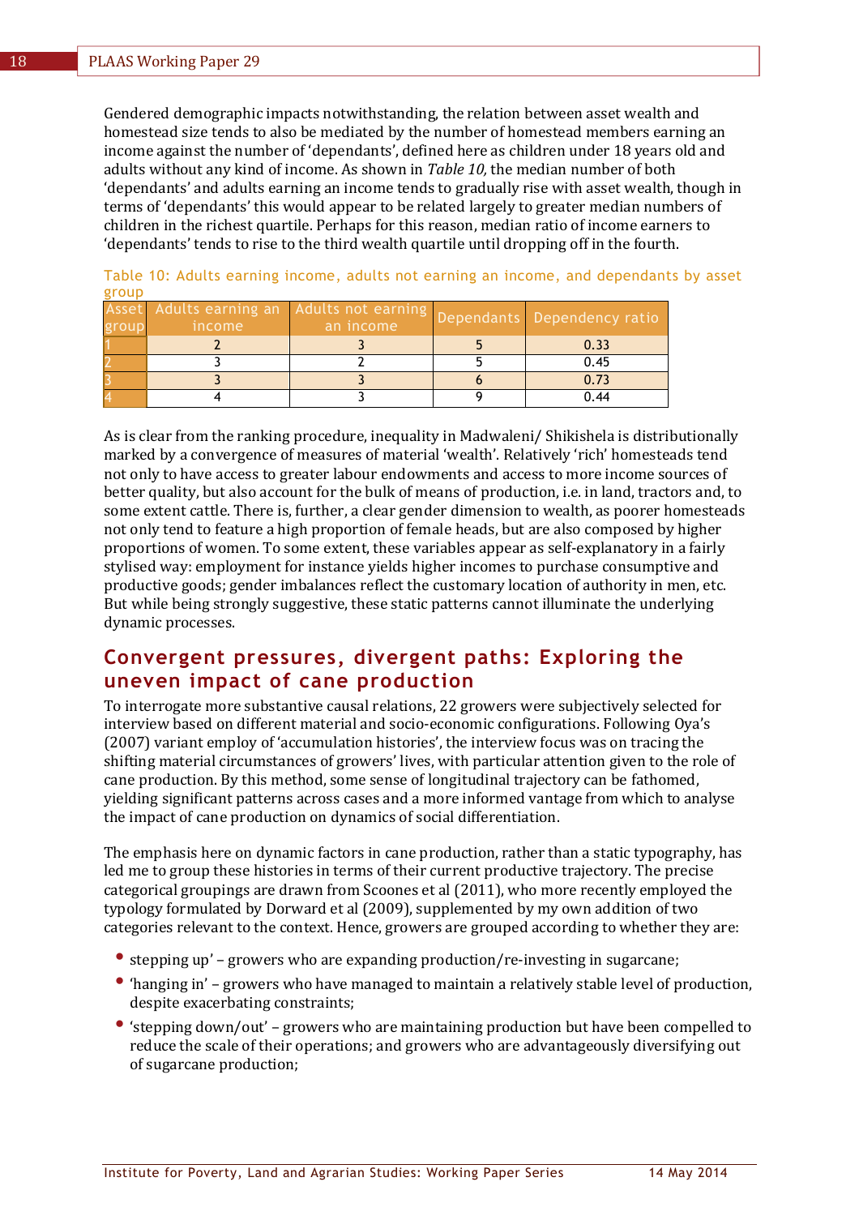Gendered demographic impacts notwithstanding, the relation between asset wealth and homestead size tends to also be mediated by the number of homestead members earning an income against the number of 'dependants', defined here as children under 18 years old and adults without any kind of income. As shown in *Table 10,* the median number of both 'dependants' and adults earning an income tends to gradually rise with asset wealth, though in terms of 'dependants' this would appear to be related largely to greater median numbers of children in the richest quartile. Perhaps for this reason, median ratio of income earners to 'dependants' tends to rise to the third wealth quartile until dropping off in the fourth.

Table 10: Adults earning income, adults not earning an income, and dependants by asset group

| Asset group | Adults earning an income | Adults not earning an income | Dependants | Dependency ratio |
|---|---|---|---|---|
| 1 | 2 | 3 | 5 | 0.33 |
| 2 | 3 | 2 | 5 | 0.45 |
| 3 | 3 | 3 | 6 | 0.73 |
| 4 | 4 | 3 | 9 | 0.44 |

As is clear from the ranking procedure, inequality in Madwaleni/ Shikishela is distributionally marked by a convergence of measures of material 'wealth'. Relatively 'rich' homesteads tend not only to have access to greater labour endowments and access to more income sources of better quality, but also account for the bulk of means of production, i.e. in land, tractors and, to some extent cattle. There is, further, a clear gender dimension to wealth, as poorer homesteads not only tend to feature a high proportion of female heads, but are also composed by higher proportions of women. To some extent, these variables appear as self-explanatory in a fairly stylised way: employment for instance yields higher incomes to purchase consumptive and productive goods; gender imbalances reflect the customary location of authority in men, etc. But while being strongly suggestive, these static patterns cannot illuminate the underlying dynamic processes.

## Convergent pressures, divergent paths: Exploring the uneven impact of cane production

To interrogate more substantive causal relations, 22 growers were subjectively selected for interview based on different material and socio-economic configurations. Following Oya's (2007) variant employ of 'accumulation histories', the interview focus was on tracing the shifting material circumstances of growers' lives, with particular attention given to the role of cane production. By this method, some sense of longitudinal trajectory can be fathomed, yielding significant patterns across cases and a more informed vantage from which to analyse the impact of cane production on dynamics of social differentiation.

The emphasis here on dynamic factors in cane production, rather than a static typography, has led me to group these histories in terms of their current productive trajectory. The precise categorical groupings are drawn from Scoones et al (2011), who more recently employed the typology formulated by Dorward et al (2009), supplemented by my own addition of two categories relevant to the context. Hence, growers are grouped according to whether they are:

- stepping up' – growers who are expanding production/re-investing in sugarcane;
- 'hanging in' – growers who have managed to maintain a relatively stable level of production, despite exacerbating constraints;
- 'stepping down/out' – growers who are maintaining production but have been compelled to reduce the scale of their operations; and growers who are advantageously diversifying out of sugarcane production;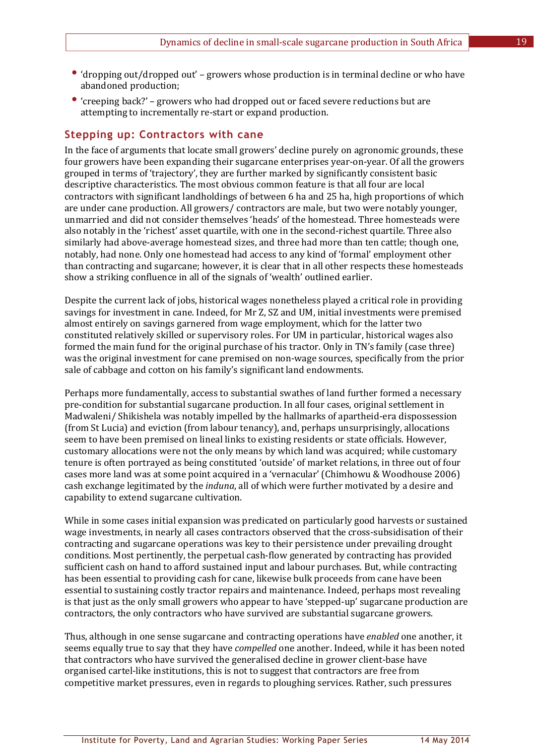- 'dropping out/dropped out' – growers whose production is in terminal decline or who have abandoned production;
- 'creeping back?' – growers who had dropped out or faced severe reductions but are attempting to incrementally re-start or expand production.

## Stepping up: Contractors with cane

In the face of arguments that locate small growers' decline purely on agronomic grounds, these four growers have been expanding their sugarcane enterprises year-on-year. Of all the growers grouped in terms of 'trajectory', they are further marked by significantly consistent basic descriptive characteristics. The most obvious common feature is that all four are local contractors with significant landholdings of between 6 ha and 25 ha, high proportions of which are under cane production. All growers/ contractors are male, but two were notably younger, unmarried and did not consider themselves 'heads' of the homestead. Three homesteads were also notably in the 'richest' asset quartile, with one in the second-richest quartile. Three also similarly had above-average homestead sizes, and three had more than ten cattle; though one, notably, had none. Only one homestead had access to any kind of 'formal' employment other than contracting and sugarcane; however, it is clear that in all other respects these homesteads show a striking confluence in all of the signals of 'wealth' outlined earlier.

Despite the current lack of jobs, historical wages nonetheless played a critical role in providing savings for investment in cane. Indeed, for Mr Z, SZ and UM, initial investments were premised almost entirely on savings garnered from wage employment, which for the latter two constituted relatively skilled or supervisory roles. For UM in particular, historical wages also formed the main fund for the original purchase of his tractor. Only in TN's family (case three) was the original investment for cane premised on non-wage sources, specifically from the prior sale of cabbage and cotton on his family's significant land endowments.

Perhaps more fundamentally, access to substantial swathes of land further formed a necessary pre-condition for substantial sugarcane production. In all four cases, original settlement in Madwaleni/ Shikishela was notably impelled by the hallmarks of apartheid-era dispossession (from St Lucia) and eviction (from labour tenancy), and, perhaps unsurprisingly, allocations seem to have been premised on lineal links to existing residents or state officials. However, customary allocations were not the only means by which land was acquired; while customary tenure is often portrayed as being constituted 'outside' of market relations, in three out of four cases more land was at some point acquired in a 'vernacular' (Chimhowu & Woodhouse 2006) cash exchange legitimated by the *induna*, all of which were further motivated by a desire and capability to extend sugarcane cultivation.

While in some cases initial expansion was predicated on particularly good harvests or sustained wage investments, in nearly all cases contractors observed that the cross-subsidisation of their contracting and sugarcane operations was key to their persistence under prevailing drought conditions. Most pertinently, the perpetual cash-flow generated by contracting has provided sufficient cash on hand to afford sustained input and labour purchases. But, while contracting has been essential to providing cash for cane, likewise bulk proceeds from cane have been essential to sustaining costly tractor repairs and maintenance. Indeed, perhaps most revealing is that just as the only small growers who appear to have 'stepped-up' sugarcane production are contractors, the only contractors who have survived are substantial sugarcane growers.

Thus, although in one sense sugarcane and contracting operations have *enabled* one another, it seems equally true to say that they have *compelled* one another. Indeed, while it has been noted that contractors who have survived the generalised decline in grower client-base have organised cartel-like institutions, this is not to suggest that contractors are free from competitive market pressures, even in regards to ploughing services. Rather, such pressures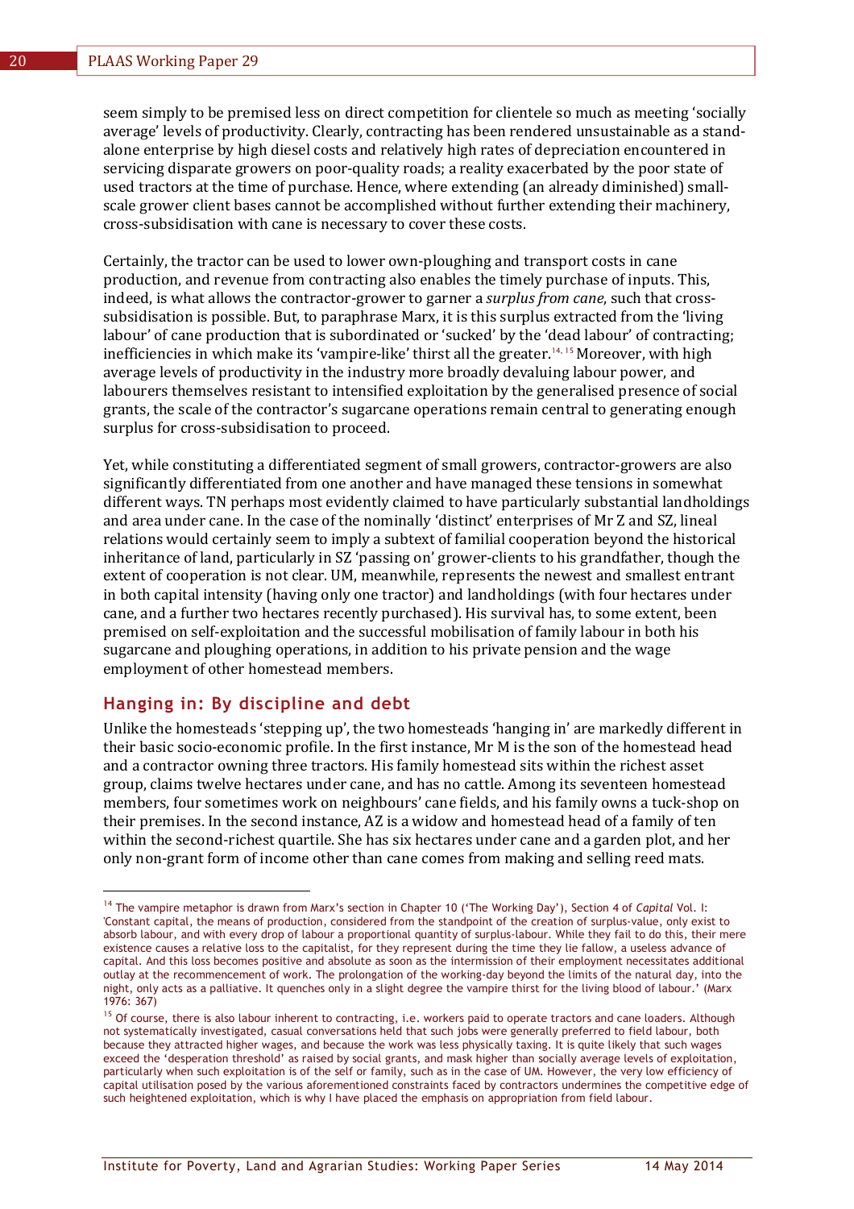seem simply to be premised less on direct competition for clientele so much as meeting 'socially average' levels of productivity. Clearly, contracting has been rendered unsustainable as a stand-alone enterprise by high diesel costs and relatively high rates of depreciation encountered in servicing disparate growers on poor-quality roads; a reality exacerbated by the poor state of used tractors at the time of purchase. Hence, where extending (an already diminished) small-scale grower client bases cannot be accomplished without further extending their machinery, cross-subsidisation with cane is necessary to cover these costs.

Certainly, the tractor can be used to lower own-ploughing and transport costs in cane production, and revenue from contracting also enables the timely purchase of inputs. This, indeed, is what allows the contractor-grower to garner a *surplus from cane*, such that cross-subsidisation is possible. But, to paraphrase Marx, it is this surplus extracted from the 'living labour' of cane production that is subordinated or 'sucked' by the 'dead labour' of contracting; inefficiencies in which make its 'vampire-like' thirst all the greater.[14, 15] Moreover, with high average levels of productivity in the industry more broadly devaluing labour power, and labourers themselves resistant to intensified exploitation by the generalised presence of social grants, the scale of the contractor's sugarcane operations remain central to generating enough surplus for cross-subsidisation to proceed.

Yet, while constituting a differentiated segment of small growers, contractor-growers are also significantly differentiated from one another and have managed these tensions in somewhat different ways. TN perhaps most evidently claimed to have particularly substantial landholdings and area under cane. In the case of the nominally 'distinct' enterprises of Mr Z and SZ, lineal relations would certainly seem to imply a subtext of familial cooperation beyond the historical inheritance of land, particularly in SZ 'passing on' grower-clients to his grandfather, though the extent of cooperation is not clear. UM, meanwhile, represents the newest and smallest entrant in both capital intensity (having only one tractor) and landholdings (with four hectares under cane, and a further two hectares recently purchased). His survival has, to some extent, been premised on self-exploitation and the successful mobilisation of family labour in both his sugarcane and ploughing operations, in addition to his private pension and the wage employment of other homestead members.

## Hanging in: By discipline and debt

Unlike the homesteads 'stepping up', the two homesteads 'hanging in' are markedly different in their basic socio-economic profile. In the first instance, Mr M is the son of the homestead head and a contractor owning three tractors. His family homestead sits within the richest asset group, claims twelve hectares under cane, and has no cattle. Among its seventeen homestead members, four sometimes work on neighbours' cane fields, and his family owns a tuck-shop on their premises. In the second instance, AZ is a widow and homestead head of a family of ten within the second-richest quartile. She has six hectares under cane and a garden plot, and her only non-grant form of income other than cane comes from making and selling reed mats.

---

[14] The vampire metaphor is drawn from Marx's section in Chapter 10 ('The Working Day'), Section 4 of *Capital* Vol. I: 'Constant capital, the means of production, considered from the standpoint of the creation of surplus-value, only exist to absorb labour, and with every drop of labour a proportional quantity of surplus-labour. While they fail to do this, their mere existence causes a relative loss to the capitalist, for they represent during the time they lie fallow, a useless advance of capital. And this loss becomes positive and absolute as soon as the intermission of their employment necessitates additional outlay at the recommencement of work. The prolongation of the working-day beyond the limits of the natural day, into the night, only acts as a palliative. It quenches only in a slight degree the vampire thirst for the living blood of labour.' (Marx 1976: 367)

[15] Of course, there is also labour inherent to contracting, i.e. workers paid to operate tractors and cane loaders. Although not systematically investigated, casual conversations held that such jobs were generally preferred to field labour, both because they attracted higher wages, and because the work was less physically taxing. It is quite likely that such wages exceed the 'desperation threshold' as raised by social grants, and mask higher than socially average levels of exploitation, particularly when such exploitation is of the self or family, such as in the case of UM. However, the very low efficiency of capital utilisation posed by the various aforementioned constraints faced by contractors undermines the competitive edge of such heightened exploitation, which is why I have placed the emphasis on appropriation from field labour.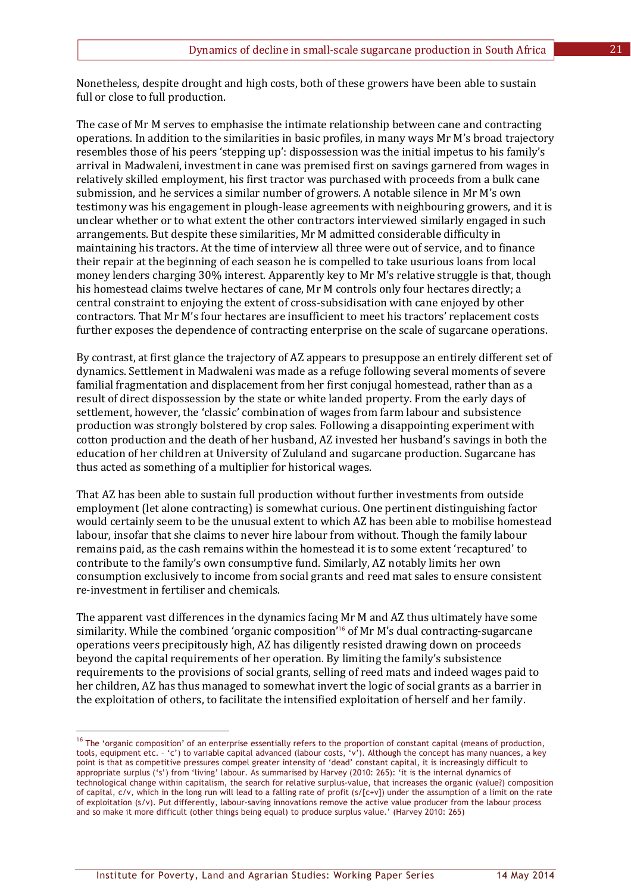Nonetheless, despite drought and high costs, both of these growers have been able to sustain full or close to full production.

The case of Mr M serves to emphasise the intimate relationship between cane and contracting operations. In addition to the similarities in basic profiles, in many ways Mr M's broad trajectory resembles those of his peers 'stepping up': dispossession was the initial impetus to his family's arrival in Madwaleni, investment in cane was premised first on savings garnered from wages in relatively skilled employment, his first tractor was purchased with proceeds from a bulk cane submission, and he services a similar number of growers. A notable silence in Mr M's own testimony was his engagement in plough-lease agreements with neighbouring growers, and it is unclear whether or to what extent the other contractors interviewed similarly engaged in such arrangements. But despite these similarities, Mr M admitted considerable difficulty in maintaining his tractors. At the time of interview all three were out of service, and to finance their repair at the beginning of each season he is compelled to take usurious loans from local money lenders charging 30% interest. Apparently key to Mr M's relative struggle is that, though his homestead claims twelve hectares of cane, Mr M controls only four hectares directly; a central constraint to enjoying the extent of cross-subsidisation with cane enjoyed by other contractors. That Mr M's four hectares are insufficient to meet his tractors' replacement costs further exposes the dependence of contracting enterprise on the scale of sugarcane operations.

By contrast, at first glance the trajectory of AZ appears to presuppose an entirely different set of dynamics. Settlement in Madwaleni was made as a refuge following several moments of severe familial fragmentation and displacement from her first conjugal homestead, rather than as a result of direct dispossession by the state or white landed property. From the early days of settlement, however, the 'classic' combination of wages from farm labour and subsistence production was strongly bolstered by crop sales. Following a disappointing experiment with cotton production and the death of her husband, AZ invested her husband's savings in both the education of her children at University of Zululand and sugarcane production. Sugarcane has thus acted as something of a multiplier for historical wages.

That AZ has been able to sustain full production without further investments from outside employment (let alone contracting) is somewhat curious. One pertinent distinguishing factor would certainly seem to be the unusual extent to which AZ has been able to mobilise homestead labour, insofar that she claims to never hire labour from without. Though the family labour remains paid, as the cash remains within the homestead it is to some extent 'recaptured' to contribute to the family's own consumptive fund. Similarly, AZ notably limits her own consumption exclusively to income from social grants and reed mat sales to ensure consistent re-investment in fertiliser and chemicals.

The apparent vast differences in the dynamics facing Mr M and AZ thus ultimately have some similarity. While the combined 'organic composition'[16] of Mr M's dual contracting-sugarcane operations veers precipitously high, AZ has diligently resisted drawing down on proceeds beyond the capital requirements of her operation. By limiting the family's subsistence requirements to the provisions of social grants, selling of reed mats and indeed wages paid to her children, AZ has thus managed to somewhat invert the logic of social grants as a barrier in the exploitation of others, to facilitate the intensified exploitation of herself and her family.

---

[16] The 'organic composition' of an enterprise essentially refers to the proportion of constant capital (means of production, tools, equipment etc. – 'c') to variable capital advanced (labour costs, 'v'). Although the concept has many nuances, a key point is that as competitive pressures compel greater intensity of 'dead' constant capital, it is increasingly difficult to appropriate surplus ('s') from 'living' labour. As summarised by Harvey (2010: 265): 'it is the internal dynamics of technological change within capitalism, the search for relative surplus-value, that increases the organic (value?) composition of capital, c/v, which in the long run will lead to a falling rate of profit (s/[c+v]) under the assumption of a limit on the rate of exploitation (s/v). Put differently, labour-saving innovations remove the active value producer from the labour process and so make it more difficult (other things being equal) to produce surplus value.' (Harvey 2010: 265)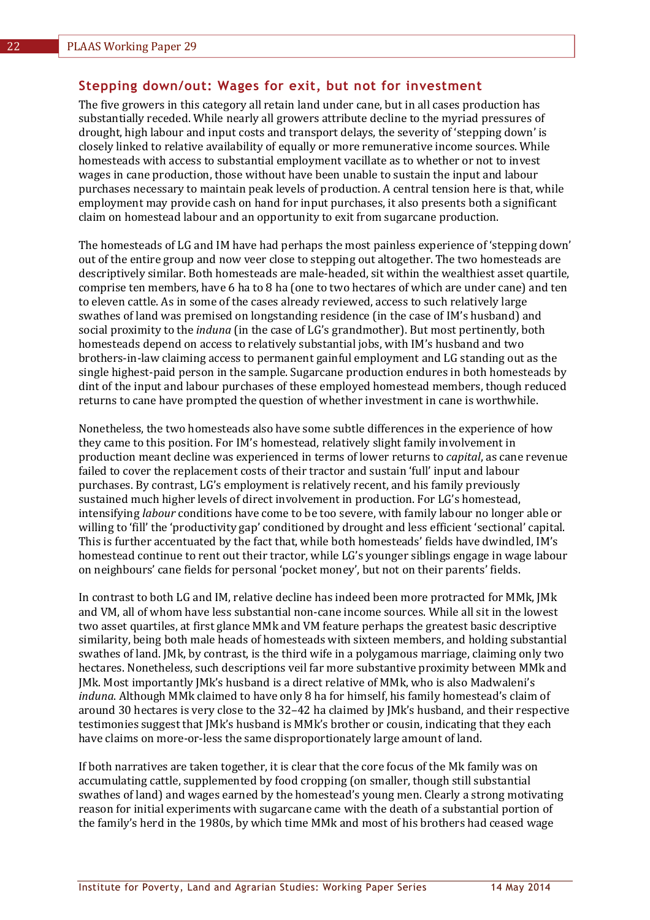## Stepping down/out: Wages for exit, but not for investment

The five growers in this category all retain land under cane, but in all cases production has substantially receded. While nearly all growers attribute decline to the myriad pressures of drought, high labour and input costs and transport delays, the severity of 'stepping down' is closely linked to relative availability of equally or more remunerative income sources. While homesteads with access to substantial employment vacillate as to whether or not to invest wages in cane production, those without have been unable to sustain the input and labour purchases necessary to maintain peak levels of production. A central tension here is that, while employment may provide cash on hand for input purchases, it also presents both a significant claim on homestead labour and an opportunity to exit from sugarcane production.

The homesteads of LG and IM have had perhaps the most painless experience of 'stepping down' out of the entire group and now veer close to stepping out altogether. The two homesteads are descriptively similar. Both homesteads are male-headed, sit within the wealthiest asset quartile, comprise ten members, have 6 ha to 8 ha (one to two hectares of which are under cane) and ten to eleven cattle. As in some of the cases already reviewed, access to such relatively large swathes of land was premised on longstanding residence (in the case of IM's husband) and social proximity to the *induna* (in the case of LG's grandmother). But most pertinently, both homesteads depend on access to relatively substantial jobs, with IM's husband and two brothers-in-law claiming access to permanent gainful employment and LG standing out as the single highest-paid person in the sample. Sugarcane production endures in both homesteads by dint of the input and labour purchases of these employed homestead members, though reduced returns to cane have prompted the question of whether investment in cane is worthwhile.

Nonetheless, the two homesteads also have some subtle differences in the experience of how they came to this position. For IM's homestead, relatively slight family involvement in production meant decline was experienced in terms of lower returns to *capital*, as cane revenue failed to cover the replacement costs of their tractor and sustain 'full' input and labour purchases. By contrast, LG's employment is relatively recent, and his family previously sustained much higher levels of direct involvement in production. For LG's homestead, intensifying *labour* conditions have come to be too severe, with family labour no longer able or willing to 'fill' the 'productivity gap' conditioned by drought and less efficient 'sectional' capital. This is further accentuated by the fact that, while both homesteads' fields have dwindled, IM's homestead continue to rent out their tractor, while LG's younger siblings engage in wage labour on neighbours' cane fields for personal 'pocket money', but not on their parents' fields.

In contrast to both LG and IM, relative decline has indeed been more protracted for MMk, JMk and VM, all of whom have less substantial non-cane income sources. While all sit in the lowest two asset quartiles, at first glance MMk and VM feature perhaps the greatest basic descriptive similarity, being both male heads of homesteads with sixteen members, and holding substantial swathes of land. JMk, by contrast, is the third wife in a polygamous marriage, claiming only two hectares. Nonetheless, such descriptions veil far more substantive proximity between MMk and JMk. Most importantly JMk's husband is a direct relative of MMk, who is also Madwaleni's *induna*. Although MMk claimed to have only 8 ha for himself, his family homestead's claim of around 30 hectares is very close to the 32–42 ha claimed by JMk's husband, and their respective testimonies suggest that JMk's husband is MMk's brother or cousin, indicating that they each have claims on more-or-less the same disproportionately large amount of land.

If both narratives are taken together, it is clear that the core focus of the Mk family was on accumulating cattle, supplemented by food cropping (on smaller, though still substantial swathes of land) and wages earned by the homestead's young men. Clearly a strong motivating reason for initial experiments with sugarcane came with the death of a substantial portion of the family's herd in the 1980s, by which time MMk and most of his brothers had ceased wage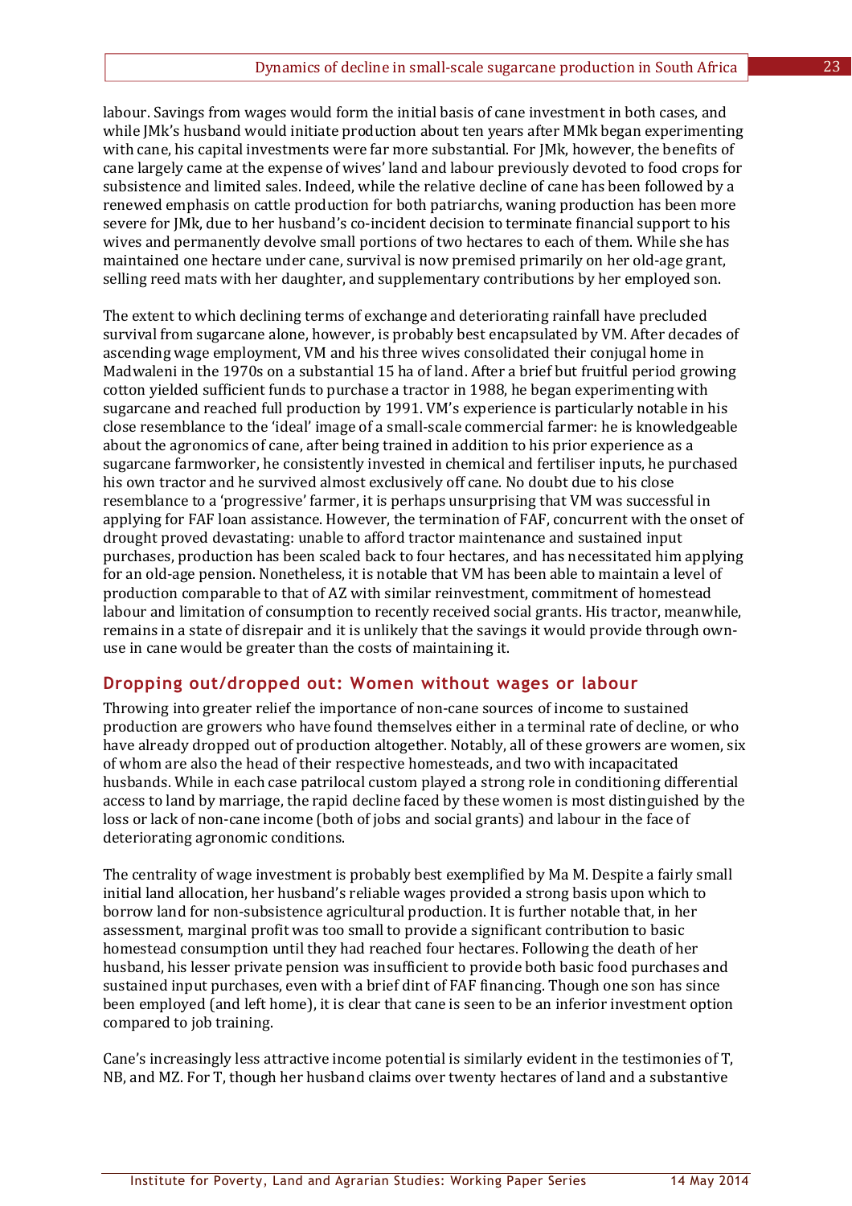labour. Savings from wages would form the initial basis of cane investment in both cases, and while JMk's husband would initiate production about ten years after MMk began experimenting with cane, his capital investments were far more substantial. For JMk, however, the benefits of cane largely came at the expense of wives' land and labour previously devoted to food crops for subsistence and limited sales. Indeed, while the relative decline of cane has been followed by a renewed emphasis on cattle production for both patriarchs, waning production has been more severe for JMk, due to her husband's co-incident decision to terminate financial support to his wives and permanently devolve small portions of two hectares to each of them. While she has maintained one hectare under cane, survival is now premised primarily on her old-age grant, selling reed mats with her daughter, and supplementary contributions by her employed son.

The extent to which declining terms of exchange and deteriorating rainfall have precluded survival from sugarcane alone, however, is probably best encapsulated by VM. After decades of ascending wage employment, VM and his three wives consolidated their conjugal home in Madwaleni in the 1970s on a substantial 15 ha of land. After a brief but fruitful period growing cotton yielded sufficient funds to purchase a tractor in 1988, he began experimenting with sugarcane and reached full production by 1991. VM's experience is particularly notable in his close resemblance to the 'ideal' image of a small-scale commercial farmer: he is knowledgeable about the agronomics of cane, after being trained in addition to his prior experience as a sugarcane farmworker, he consistently invested in chemical and fertiliser inputs, he purchased his own tractor and he survived almost exclusively off cane. No doubt due to his close resemblance to a 'progressive' farmer, it is perhaps unsurprising that VM was successful in applying for FAF loan assistance. However, the termination of FAF, concurrent with the onset of drought proved devastating: unable to afford tractor maintenance and sustained input purchases, production has been scaled back to four hectares, and has necessitated him applying for an old-age pension. Nonetheless, it is notable that VM has been able to maintain a level of production comparable to that of AZ with similar reinvestment, commitment of homestead labour and limitation of consumption to recently received social grants. His tractor, meanwhile, remains in a state of disrepair and it is unlikely that the savings it would provide through own-use in cane would be greater than the costs of maintaining it.

## Dropping out/dropped out: Women without wages or labour

Throwing into greater relief the importance of non-cane sources of income to sustained production are growers who have found themselves either in a terminal rate of decline, or who have already dropped out of production altogether. Notably, all of these growers are women, six of whom are also the head of their respective homesteads, and two with incapacitated husbands. While in each case patrilocal custom played a strong role in conditioning differential access to land by marriage, the rapid decline faced by these women is most distinguished by the loss or lack of non-cane income (both of jobs and social grants) and labour in the face of deteriorating agronomic conditions.

The centrality of wage investment is probably best exemplified by Ma M. Despite a fairly small initial land allocation, her husband's reliable wages provided a strong basis upon which to borrow land for non-subsistence agricultural production. It is further notable that, in her assessment, marginal profit was too small to provide a significant contribution to basic homestead consumption until they had reached four hectares. Following the death of her husband, his lesser private pension was insufficient to provide both basic food purchases and sustained input purchases, even with a brief dint of FAF financing. Though one son has since been employed (and left home), it is clear that cane is seen to be an inferior investment option compared to job training.

Cane's increasingly less attractive income potential is similarly evident in the testimonies of T, NB, and MZ. For T, though her husband claims over twenty hectares of land and a substantive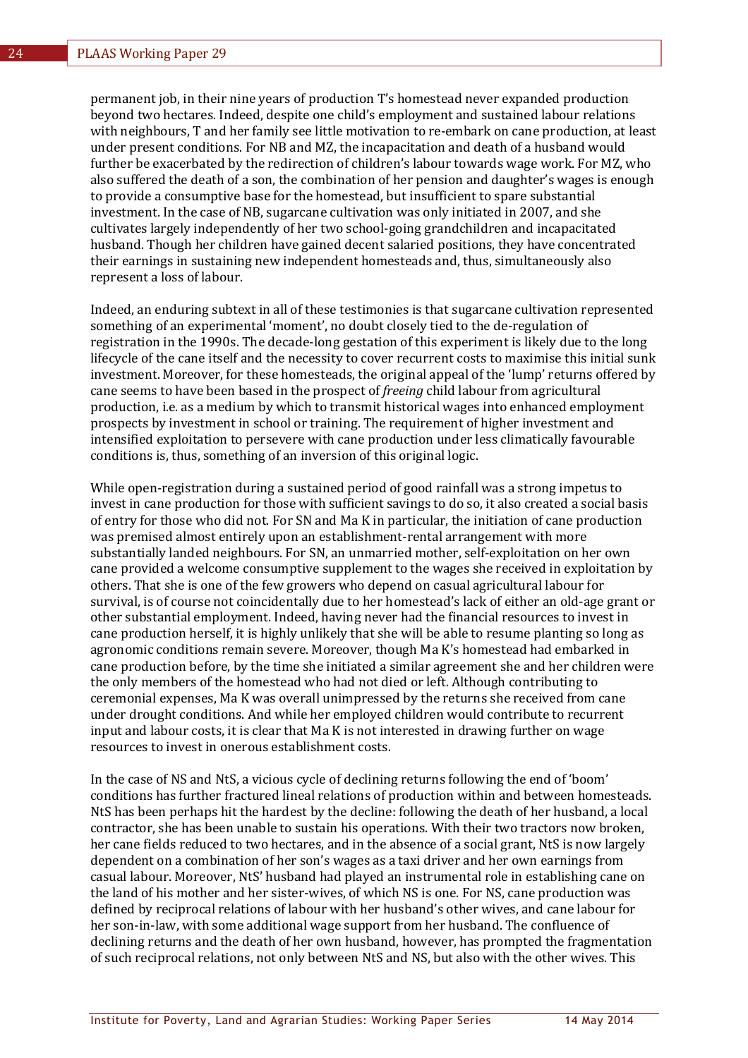permanent job, in their nine years of production T's homestead never expanded production beyond two hectares. Indeed, despite one child's employment and sustained labour relations with neighbours, T and her family see little motivation to re-embark on cane production, at least under present conditions. For NB and MZ, the incapacitation and death of a husband would further be exacerbated by the redirection of children's labour towards wage work. For MZ, who also suffered the death of a son, the combination of her pension and daughter's wages is enough to provide a consumptive base for the homestead, but insufficient to spare substantial investment. In the case of NB, sugarcane cultivation was only initiated in 2007, and she cultivates largely independently of her two school-going grandchildren and incapacitated husband. Though her children have gained decent salaried positions, they have concentrated their earnings in sustaining new independent homesteads and, thus, simultaneously also represent a loss of labour.

Indeed, an enduring subtext in all of these testimonies is that sugarcane cultivation represented something of an experimental 'moment', no doubt closely tied to the de-regulation of registration in the 1990s. The decade-long gestation of this experiment is likely due to the long lifecycle of the cane itself and the necessity to cover recurrent costs to maximise this initial sunk investment. Moreover, for these homesteads, the original appeal of the 'lump' returns offered by cane seems to have been based in the prospect of *freeing* child labour from agricultural production, i.e. as a medium by which to transmit historical wages into enhanced employment prospects by investment in school or training. The requirement of higher investment and intensified exploitation to persevere with cane production under less climatically favourable conditions is, thus, something of an inversion of this original logic.

While open-registration during a sustained period of good rainfall was a strong impetus to invest in cane production for those with sufficient savings to do so, it also created a social basis of entry for those who did not. For SN and Ma K in particular, the initiation of cane production was premised almost entirely upon an establishment-rental arrangement with more substantially landed neighbours. For SN, an unmarried mother, self-exploitation on her own cane provided a welcome consumptive supplement to the wages she received in exploitation by others. That she is one of the few growers who depend on casual agricultural labour for survival, is of course not coincidentally due to her homestead's lack of either an old-age grant or other substantial employment. Indeed, having never had the financial resources to invest in cane production herself, it is highly unlikely that she will be able to resume planting so long as agronomic conditions remain severe. Moreover, though Ma K's homestead had embarked in cane production before, by the time she initiated a similar agreement she and her children were the only members of the homestead who had not died or left. Although contributing to ceremonial expenses, Ma K was overall unimpressed by the returns she received from cane under drought conditions. And while her employed children would contribute to recurrent input and labour costs, it is clear that Ma K is not interested in drawing further on wage resources to invest in onerous establishment costs.

In the case of NS and NtS, a vicious cycle of declining returns following the end of 'boom' conditions has further fractured lineal relations of production within and between homesteads. NtS has been perhaps hit the hardest by the decline: following the death of her husband, a local contractor, she has been unable to sustain his operations. With their two tractors now broken, her cane fields reduced to two hectares, and in the absence of a social grant, NtS is now largely dependent on a combination of her son's wages as a taxi driver and her own earnings from casual labour. Moreover, NtS' husband had played an instrumental role in establishing cane on the land of his mother and her sister-wives, of which NS is one. For NS, cane production was defined by reciprocal relations of labour with her husband's other wives, and cane labour for her son-in-law, with some additional wage support from her husband. The confluence of declining returns and the death of her own husband, however, has prompted the fragmentation of such reciprocal relations, not only between NtS and NS, but also with the other wives. This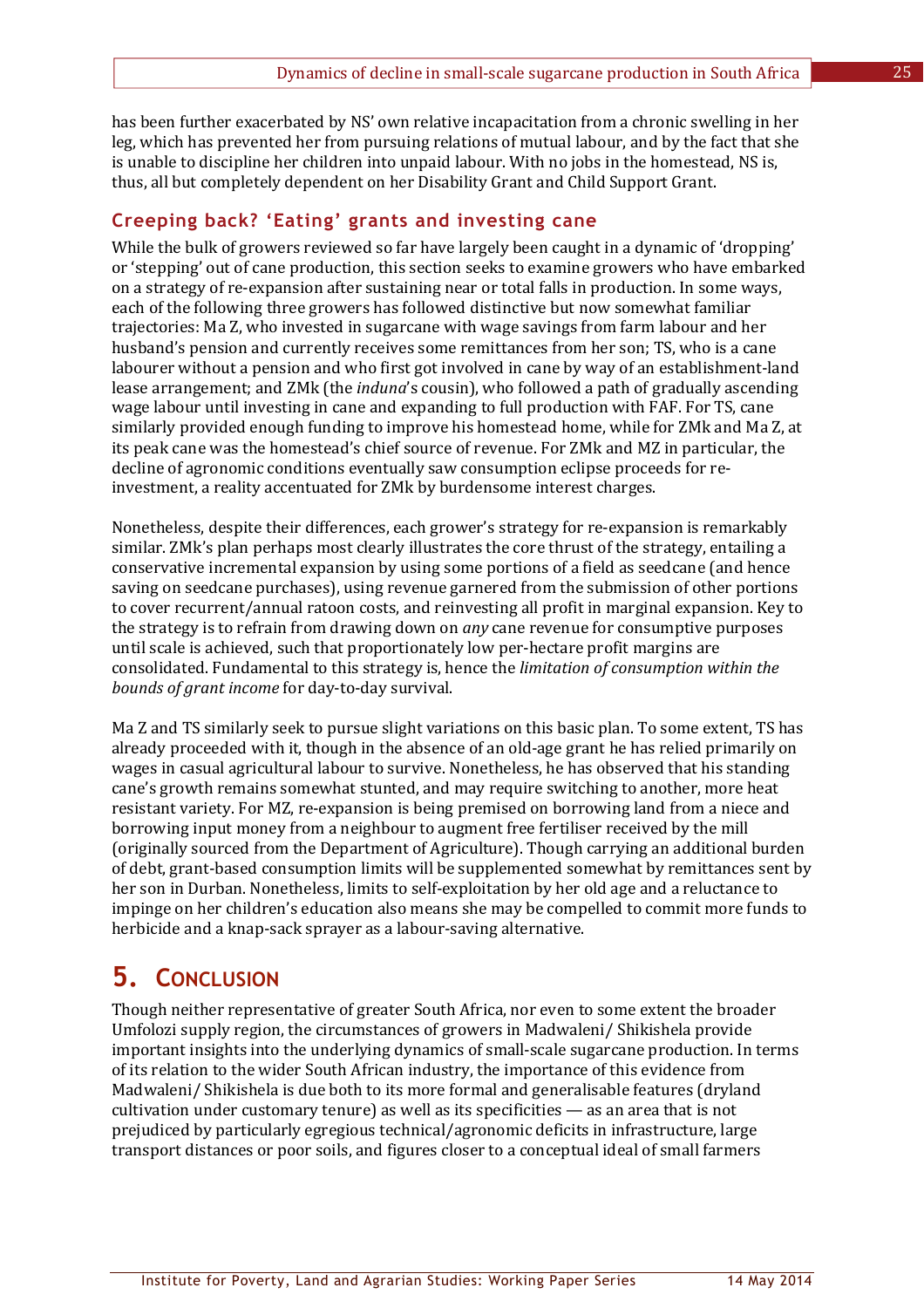has been further exacerbated by NS' own relative incapacitation from a chronic swelling in her leg, which has prevented her from pursuing relations of mutual labour, and by the fact that she is unable to discipline her children into unpaid labour. With no jobs in the homestead, NS is, thus, all but completely dependent on her Disability Grant and Child Support Grant.

### Creeping back? 'Eating' grants and investing cane

While the bulk of growers reviewed so far have largely been caught in a dynamic of 'dropping' or 'stepping' out of cane production, this section seeks to examine growers who have embarked on a strategy of re-expansion after sustaining near or total falls in production. In some ways, each of the following three growers has followed distinctive but now somewhat familiar trajectories: Ma Z, who invested in sugarcane with wage savings from farm labour and her husband's pension and currently receives some remittances from her son; TS, who is a cane labourer without a pension and who first got involved in cane by way of an establishment-land lease arrangement; and ZMk (the *induna*'s cousin), who followed a path of gradually ascending wage labour until investing in cane and expanding to full production with FAF. For TS, cane similarly provided enough funding to improve his homestead home, while for ZMk and Ma Z, at its peak cane was the homestead's chief source of revenue. For ZMk and MZ in particular, the decline of agronomic conditions eventually saw consumption eclipse proceeds for re-investment, a reality accentuated for ZMk by burdensome interest charges.

Nonetheless, despite their differences, each grower's strategy for re-expansion is remarkably similar. ZMk's plan perhaps most clearly illustrates the core thrust of the strategy, entailing a conservative incremental expansion by using some portions of a field as seedcane (and hence saving on seedcane purchases), using revenue garnered from the submission of other portions to cover recurrent/annual ratoon costs, and reinvesting all profit in marginal expansion. Key to the strategy is to refrain from drawing down on *any* cane revenue for consumptive purposes until scale is achieved, such that proportionately low per-hectare profit margins are consolidated. Fundamental to this strategy is, hence the *limitation of consumption within the bounds of grant income* for day-to-day survival.

Ma Z and TS similarly seek to pursue slight variations on this basic plan. To some extent, TS has already proceeded with it, though in the absence of an old-age grant he has relied primarily on wages in casual agricultural labour to survive. Nonetheless, he has observed that his standing cane's growth remains somewhat stunted, and may require switching to another, more heat resistant variety. For MZ, re-expansion is being premised on borrowing land from a niece and borrowing input money from a neighbour to augment free fertiliser received by the mill (originally sourced from the Department of Agriculture). Though carrying an additional burden of debt, grant-based consumption limits will be supplemented somewhat by remittances sent by her son in Durban. Nonetheless, limits to self-exploitation by her old age and a reluctance to impinge on her children's education also means she may be compelled to commit more funds to herbicide and a knap-sack sprayer as a labour-saving alternative.

## 5. Conclusion

Though neither representative of greater South Africa, nor even to some extent the broader Umfolozi supply region, the circumstances of growers in Madwaleni/ Shikishela provide important insights into the underlying dynamics of small-scale sugarcane production. In terms of its relation to the wider South African industry, the importance of this evidence from Madwaleni/ Shikishela is due both to its more formal and generalisable features (dryland cultivation under customary tenure) as well as its specificities — as an area that is not prejudiced by particularly egregious technical/agronomic deficits in infrastructure, large transport distances or poor soils, and figures closer to a conceptual ideal of small farmers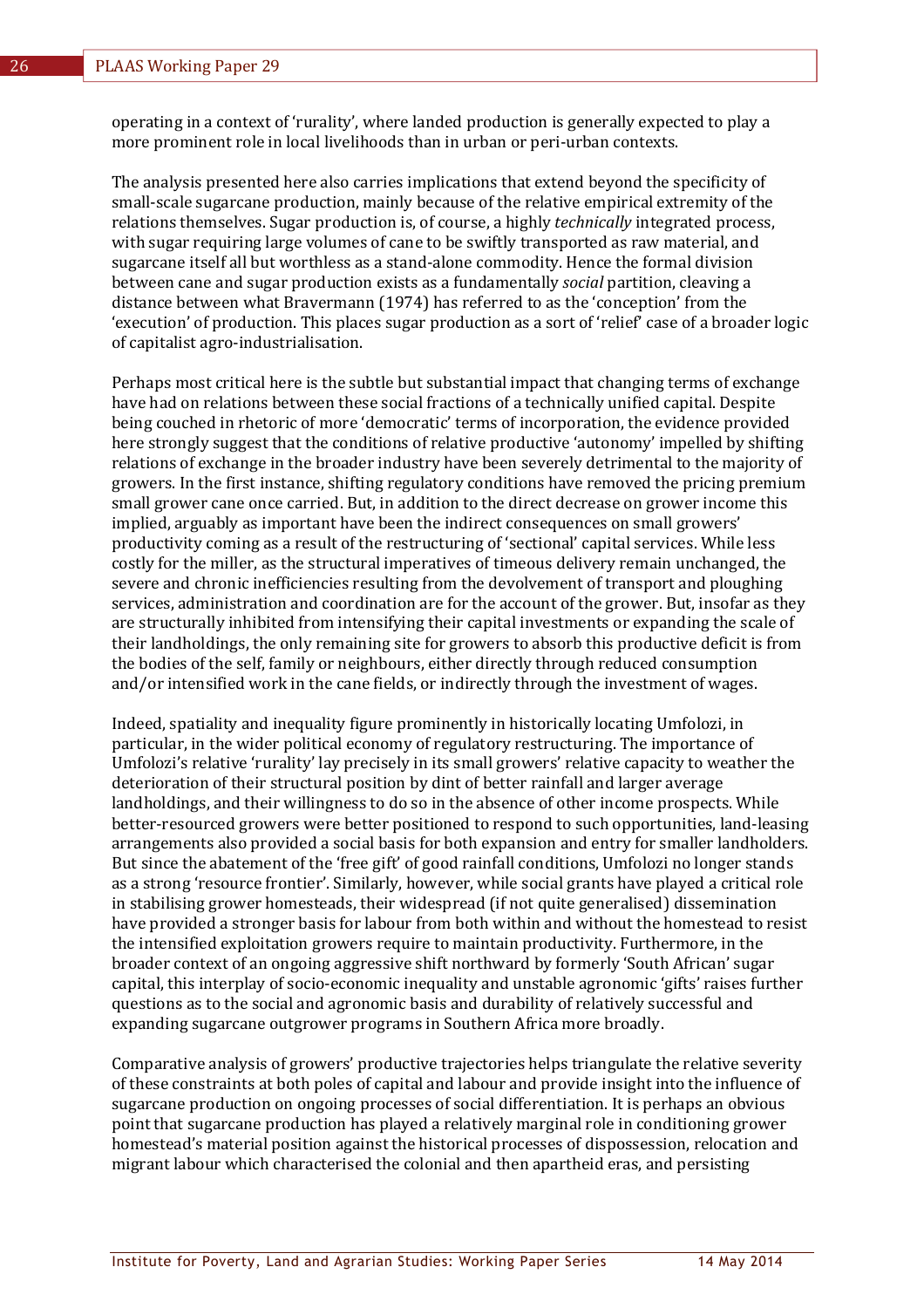operating in a context of 'rurality', where landed production is generally expected to play a more prominent role in local livelihoods than in urban or peri-urban contexts.

The analysis presented here also carries implications that extend beyond the specificity of small-scale sugarcane production, mainly because of the relative empirical extremity of the relations themselves. Sugar production is, of course, a highly *technically* integrated process, with sugar requiring large volumes of cane to be swiftly transported as raw material, and sugarcane itself all but worthless as a stand-alone commodity. Hence the formal division between cane and sugar production exists as a fundamentally *social* partition, cleaving a distance between what Bravermann (1974) has referred to as the 'conception' from the 'execution' of production. This places sugar production as a sort of 'relief' case of a broader logic of capitalist agro-industrialisation.

Perhaps most critical here is the subtle but substantial impact that changing terms of exchange have had on relations between these social fractions of a technically unified capital. Despite being couched in rhetoric of more 'democratic' terms of incorporation, the evidence provided here strongly suggest that the conditions of relative productive 'autonomy' impelled by shifting relations of exchange in the broader industry have been severely detrimental to the majority of growers. In the first instance, shifting regulatory conditions have removed the pricing premium small grower cane once carried. But, in addition to the direct decrease on grower income this implied, arguably as important have been the indirect consequences on small growers' productivity coming as a result of the restructuring of 'sectional' capital services. While less costly for the miller, as the structural imperatives of timeous delivery remain unchanged, the severe and chronic inefficiencies resulting from the devolvement of transport and ploughing services, administration and coordination are for the account of the grower. But, insofar as they are structurally inhibited from intensifying their capital investments or expanding the scale of their landholdings, the only remaining site for growers to absorb this productive deficit is from the bodies of the self, family or neighbours, either directly through reduced consumption and/or intensified work in the cane fields, or indirectly through the investment of wages.

Indeed, spatiality and inequality figure prominently in historically locating Umfolozi, in particular, in the wider political economy of regulatory restructuring. The importance of Umfolozi's relative 'rurality' lay precisely in its small growers' relative capacity to weather the deterioration of their structural position by dint of better rainfall and larger average landholdings, and their willingness to do so in the absence of other income prospects. While better-resourced growers were better positioned to respond to such opportunities, land-leasing arrangements also provided a social basis for both expansion and entry for smaller landholders. But since the abatement of the 'free gift' of good rainfall conditions, Umfolozi no longer stands as a strong 'resource frontier'. Similarly, however, while social grants have played a critical role in stabilising grower homesteads, their widespread (if not quite generalised) dissemination have provided a stronger basis for labour from both within and without the homestead to resist the intensified exploitation growers require to maintain productivity. Furthermore, in the broader context of an ongoing aggressive shift northward by formerly 'South African' sugar capital, this interplay of socio-economic inequality and unstable agronomic 'gifts' raises further questions as to the social and agronomic basis and durability of relatively successful and expanding sugarcane outgrower programs in Southern Africa more broadly.

Comparative analysis of growers' productive trajectories helps triangulate the relative severity of these constraints at both poles of capital and labour and provide insight into the influence of sugarcane production on ongoing processes of social differentiation. It is perhaps an obvious point that sugarcane production has played a relatively marginal role in conditioning grower homestead's material position against the historical processes of dispossession, relocation and migrant labour which characterised the colonial and then apartheid eras, and persisting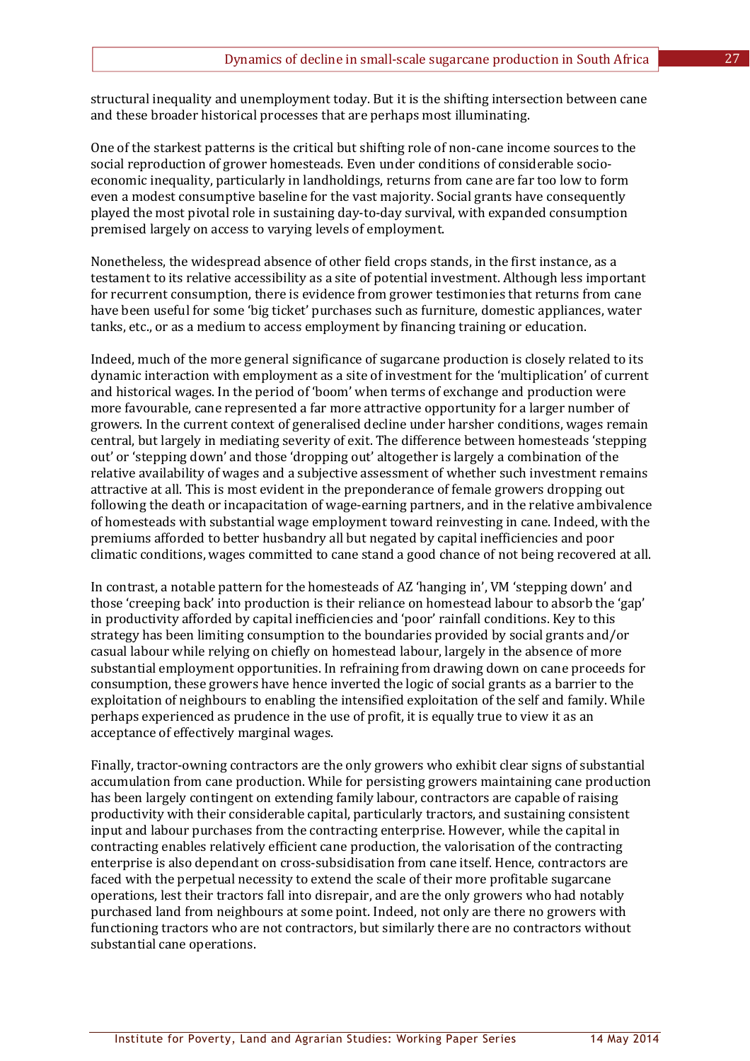structural inequality and unemployment today. But it is the shifting intersection between cane and these broader historical processes that are perhaps most illuminating.

One of the starkest patterns is the critical but shifting role of non-cane income sources to the social reproduction of grower homesteads. Even under conditions of considerable socio-economic inequality, particularly in landholdings, returns from cane are far too low to form even a modest consumptive baseline for the vast majority. Social grants have consequently played the most pivotal role in sustaining day-to-day survival, with expanded consumption premised largely on access to varying levels of employment.

Nonetheless, the widespread absence of other field crops stands, in the first instance, as a testament to its relative accessibility as a site of potential investment. Although less important for recurrent consumption, there is evidence from grower testimonies that returns from cane have been useful for some 'big ticket' purchases such as furniture, domestic appliances, water tanks, etc., or as a medium to access employment by financing training or education.

Indeed, much of the more general significance of sugarcane production is closely related to its dynamic interaction with employment as a site of investment for the 'multiplication' of current and historical wages. In the period of 'boom' when terms of exchange and production were more favourable, cane represented a far more attractive opportunity for a larger number of growers. In the current context of generalised decline under harsher conditions, wages remain central, but largely in mediating severity of exit. The difference between homesteads 'stepping out' or 'stepping down' and those 'dropping out' altogether is largely a combination of the relative availability of wages and a subjective assessment of whether such investment remains attractive at all. This is most evident in the preponderance of female growers dropping out following the death or incapacitation of wage-earning partners, and in the relative ambivalence of homesteads with substantial wage employment toward reinvesting in cane. Indeed, with the premiums afforded to better husbandry all but negated by capital inefficiencies and poor climatic conditions, wages committed to cane stand a good chance of not being recovered at all.

In contrast, a notable pattern for the homesteads of AZ 'hanging in', VM 'stepping down' and those 'creeping back' into production is their reliance on homestead labour to absorb the 'gap' in productivity afforded by capital inefficiencies and 'poor' rainfall conditions. Key to this strategy has been limiting consumption to the boundaries provided by social grants and/or casual labour while relying on chiefly on homestead labour, largely in the absence of more substantial employment opportunities. In refraining from drawing down on cane proceeds for consumption, these growers have hence inverted the logic of social grants as a barrier to the exploitation of neighbours to enabling the intensified exploitation of the self and family. While perhaps experienced as prudence in the use of profit, it is equally true to view it as an acceptance of effectively marginal wages.

Finally, tractor-owning contractors are the only growers who exhibit clear signs of substantial accumulation from cane production. While for persisting growers maintaining cane production has been largely contingent on extending family labour, contractors are capable of raising productivity with their considerable capital, particularly tractors, and sustaining consistent input and labour purchases from the contracting enterprise. However, while the capital in contracting enables relatively efficient cane production, the valorisation of the contracting enterprise is also dependant on cross-subsidisation from cane itself. Hence, contractors are faced with the perpetual necessity to extend the scale of their more profitable sugarcane operations, lest their tractors fall into disrepair, and are the only growers who had notably purchased land from neighbours at some point. Indeed, not only are there no growers with functioning tractors who are not contractors, but similarly there are no contractors without substantial cane operations.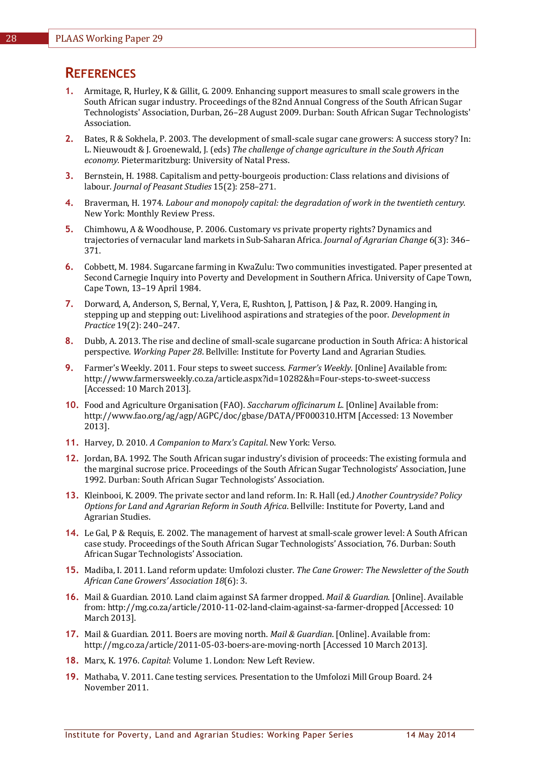# REFERENCES

1. Armitage, R, Hurley, K & Gillit, G. 2009. Enhancing support measures to small scale growers in the South African sugar industry. Proceedings of the 82nd Annual Congress of the South African Sugar Technologists' Association, Durban, 26–28 August 2009. Durban: South African Sugar Technologists' Association.
2. Bates, R & Sokhela, P. 2003. The development of small-scale sugar cane growers: A success story? In: L. Nieuwoudt & J. Groenewald, J. (eds) *The challenge of change agriculture in the South African economy.* Pietermaritzburg: University of Natal Press.
3. Bernstein, H. 1988. Capitalism and petty-bourgeois production: Class relations and divisions of labour. *Journal of Peasant Studies* 15(2): 258–271.
4. Braverman, H. 1974. *Labour and monopoly capital: the degradation of work in the twentieth century.* New York: Monthly Review Press.
5. Chimhowu, A & Woodhouse, P. 2006. Customary vs private property rights? Dynamics and trajectories of vernacular land markets in Sub-Saharan Africa. *Journal of Agrarian Change* 6(3): 346–371.
6. Cobbett, M. 1984. Sugarcane farming in KwaZulu: Two communities investigated. Paper presented at Second Carnegie Inquiry into Poverty and Development in Southern Africa. University of Cape Town, Cape Town, 13–19 April 1984.
7. Dorward, A, Anderson, S, Bernal, Y, Vera, E, Rushton, J, Pattison, J & Paz, R. 2009. Hanging in, stepping up and stepping out: Livelihood aspirations and strategies of the poor. *Development in Practice* 19(2): 240–247.
8. Dubb, A. 2013. The rise and decline of small-scale sugarcane production in South Africa: A historical perspective. *Working Paper 28*. Bellville: Institute for Poverty Land and Agrarian Studies.
9. Farmer's Weekly. 2011. Four steps to sweet success. *Farmer's Weekly*. [Online] Available from: http://www.farmersweekly.co.za/article.aspx?id=10282&h=Four-steps-to-sweet-success [Accessed: 10 March 2013].
10. Food and Agriculture Organisation (FAO). *Saccharum officinarum L.* [Online] Available from: http://www.fao.org/ag/agp/AGPC/doc/gbase/DATA/PF000310.HTM [Accessed: 13 November 2013].
11. Harvey, D. 2010. *A Companion to Marx's Capital*. New York: Verso.
12. Jordan, BA. 1992. The South African sugar industry's division of proceeds: The existing formula and the marginal sucrose price. Proceedings of the South African Sugar Technologists' Association, June 1992. Durban: South African Sugar Technologists' Association.
13. Kleinbooi, K. 2009. The private sector and land reform. In: R. Hall (ed.*) Another Countryside? Policy Options for Land and Agrarian Reform in South Africa*. Bellville: Institute for Poverty, Land and Agrarian Studies.
14. Le Gal, P & Requis, E. 2002. The management of harvest at small-scale grower level: A South African case study. Proceedings of the South African Sugar Technologists' Association, 76. Durban: South African Sugar Technologists' Association.
15. Madiba, I. 2011. Land reform update: Umfolozi cluster. *The Cane Grower: The Newsletter of the South African Cane Growers' Association 18*(6): 3.
16. Mail & Guardian. 2010. Land claim against SA farmer dropped. *Mail & Guardian*. [Online]. Available from: http://mg.co.za/article/2010-11-02-land-claim-against-sa-farmer-dropped [Accessed: 10 March 2013].
17. Mail & Guardian. 2011. Boers are moving north. *Mail & Guardian*. [Online]. Available from: http://mg.co.za/article/2011-05-03-boers-are-moving-north [Accessed 10 March 2013].
18. Marx, K. 1976. *Capital*: Volume 1. London: New Left Review.
19. Mathaba, V. 2011. Cane testing services. Presentation to the Umfolozi Mill Group Board. 24 November 2011.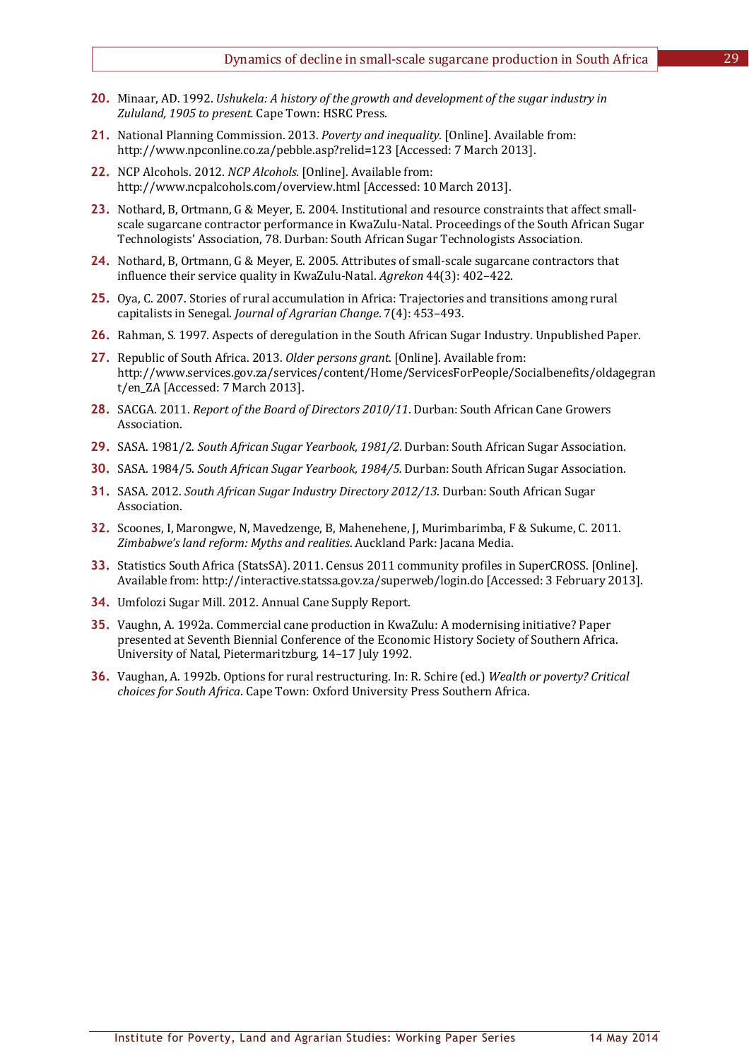20. Minaar, AD. 1992. *Ushukela: A history of the growth and development of the sugar industry in Zululand, 1905 to present.* Cape Town: HSRC Press.
21. National Planning Commission. 2013. *Poverty and inequality.* [Online]. Available from: http://www.npconline.co.za/pebble.asp?relid=123 [Accessed: 7 March 2013].
22. NCP Alcohols. 2012. *NCP Alcohols.* [Online]. Available from: http://www.ncpalcohols.com/overview.html [Accessed: 10 March 2013].
23. Nothard, B, Ortmann, G & Meyer, E. 2004. Institutional and resource constraints that affect small-scale sugarcane contractor performance in KwaZulu-Natal. Proceedings of the South African Sugar Technologists' Association, 78. Durban: South African Sugar Technologists Association.
24. Nothard, B, Ortmann, G & Meyer, E. 2005. Attributes of small-scale sugarcane contractors that influence their service quality in KwaZulu-Natal. *Agrekon* 44(3): 402–422.
25. Oya, C. 2007. Stories of rural accumulation in Africa: Trajectories and transitions among rural capitalists in Senegal. *Journal of Agrarian Change*. 7(4): 453–493.
26. Rahman, S. 1997. Aspects of deregulation in the South African Sugar Industry. Unpublished Paper.
27. Republic of South Africa. 2013. *Older persons grant.* [Online]. Available from: http://www.services.gov.za/services/content/Home/ServicesForPeople/Socialbenefits/oldagegrant/en_ZA [Accessed: 7 March 2013].
28. SACGA. 2011. *Report of the Board of Directors 2010/11*. Durban: South African Cane Growers Association.
29. SASA. 1981/2. *South African Sugar Yearbook, 1981/2.* Durban: South African Sugar Association.
30. SASA. 1984/5. *South African Sugar Yearbook, 1984/5.* Durban: South African Sugar Association.
31. SASA. 2012. *South African Sugar Industry Directory 2012/13.* Durban: South African Sugar Association.
32. Scoones, I, Marongwe, N, Mavedzenge, B, Mahenehene, J, Murimbarimba, F & Sukume, C. 2011. *Zimbabwe's land reform: Myths and realities*. Auckland Park: Jacana Media.
33. Statistics South Africa (StatsSA). 2011. Census 2011 community profiles in SuperCROSS. [Online]. Available from: http://interactive.statssa.gov.za/superweb/login.do [Accessed: 3 February 2013].
34. Umfolozi Sugar Mill. 2012. Annual Cane Supply Report.
35. Vaughn, A. 1992a. Commercial cane production in KwaZulu: A modernising initiative? Paper presented at Seventh Biennial Conference of the Economic History Society of Southern Africa. University of Natal, Pietermaritzburg, 14–17 July 1992.
36. Vaughan, A. 1992b. Options for rural restructuring. In: R. Schire (ed.) *Wealth or poverty? Critical choices for South Africa*. Cape Town: Oxford University Press Southern Africa.